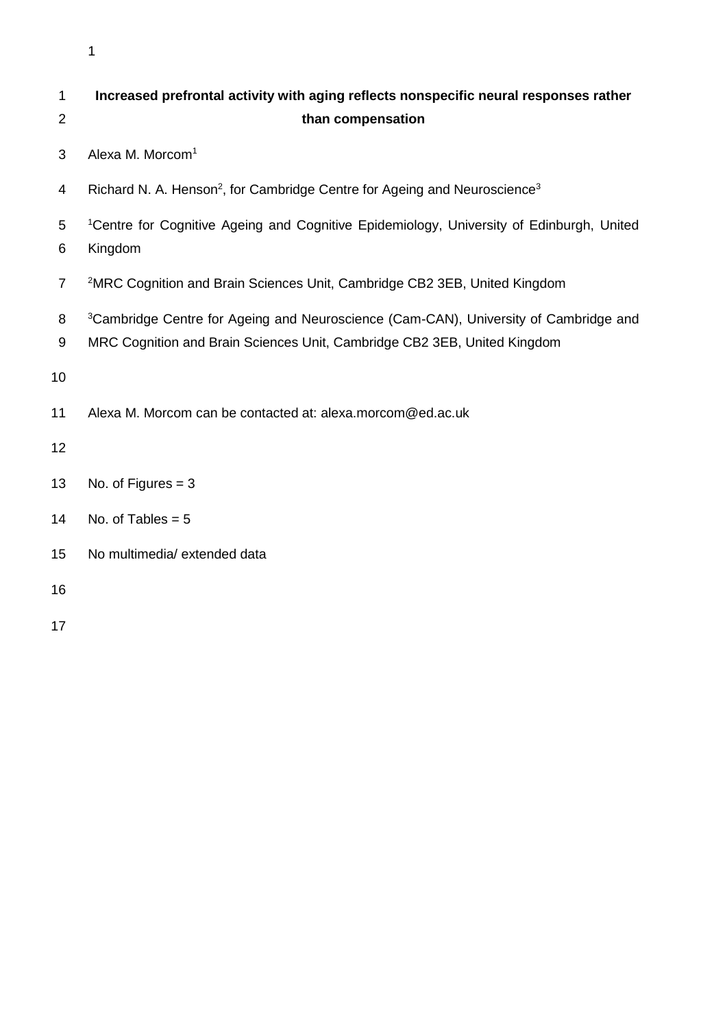# Increased prefrontal activity with aging reflects nonspecific neural responses rather than compensation

Alexa M. Morcom[1]

Richard N. A. Henson[2], for Cambridge Centre for Ageing and Neuroscience[3]

[1]Centre for Cognitive Ageing and Cognitive Epidemiology, University of Edinburgh, United Kingdom

[2]MRC Cognition and Brain Sciences Unit, Cambridge CB2 3EB, United Kingdom

[3]Cambridge Centre for Ageing and Neuroscience (Cam-CAN), University of Cambridge and MRC Cognition and Brain Sciences Unit, Cambridge CB2 3EB, United Kingdom

Alexa M. Morcom can be contacted at: alexa.morcom@ed.ac.uk

No. of Figures = 3

No. of Tables = 5

No multimedia/ extended data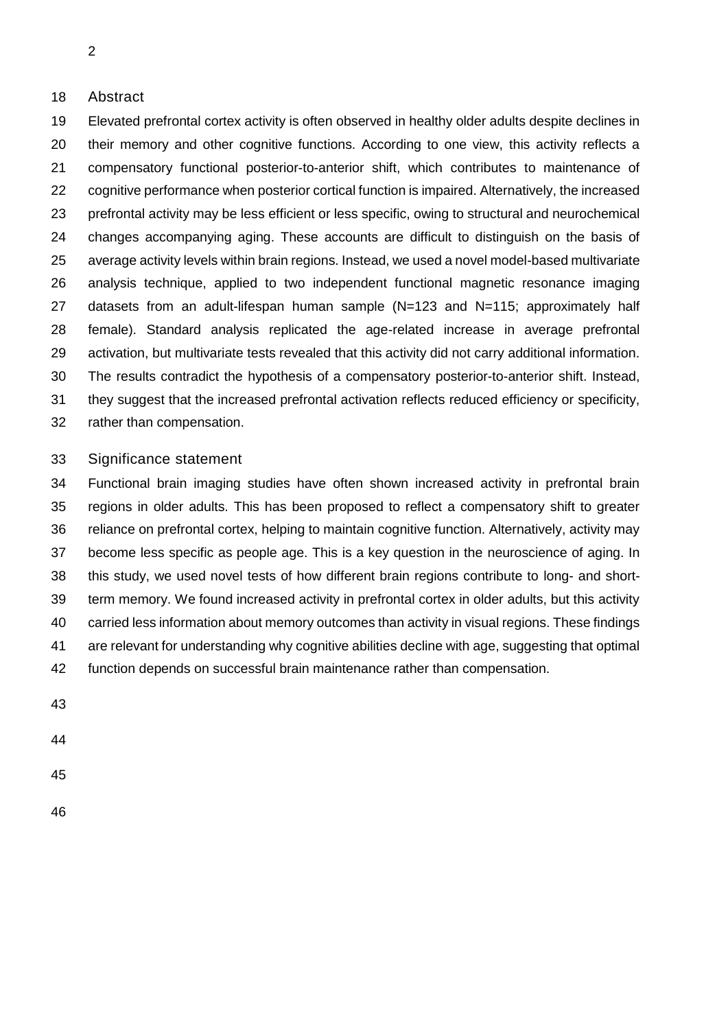## Abstract

Elevated prefrontal cortex activity is often observed in healthy older adults despite declines in their memory and other cognitive functions. According to one view, this activity reflects a compensatory functional posterior-to-anterior shift, which contributes to maintenance of cognitive performance when posterior cortical function is impaired. Alternatively, the increased prefrontal activity may be less efficient or less specific, owing to structural and neurochemical changes accompanying aging. These accounts are difficult to distinguish on the basis of average activity levels within brain regions. Instead, we used a novel model-based multivariate analysis technique, applied to two independent functional magnetic resonance imaging datasets from an adult-lifespan human sample (N=123 and N=115; approximately half female). Standard analysis replicated the age-related increase in average prefrontal activation, but multivariate tests revealed that this activity did not carry additional information. The results contradict the hypothesis of a compensatory posterior-to-anterior shift. Instead, they suggest that the increased prefrontal activation reflects reduced efficiency or specificity, rather than compensation.

## Significance statement

Functional brain imaging studies have often shown increased activity in prefrontal brain regions in older adults. This has been proposed to reflect a compensatory shift to greater reliance on prefrontal cortex, helping to maintain cognitive function. Alternatively, activity may become less specific as people age. This is a key question in the neuroscience of aging. In this study, we used novel tests of how different brain regions contribute to long- and short-term memory. We found increased activity in prefrontal cortex in older adults, but this activity carried less information about memory outcomes than activity in visual regions. These findings are relevant for understanding why cognitive abilities decline with age, suggesting that optimal function depends on successful brain maintenance rather than compensation.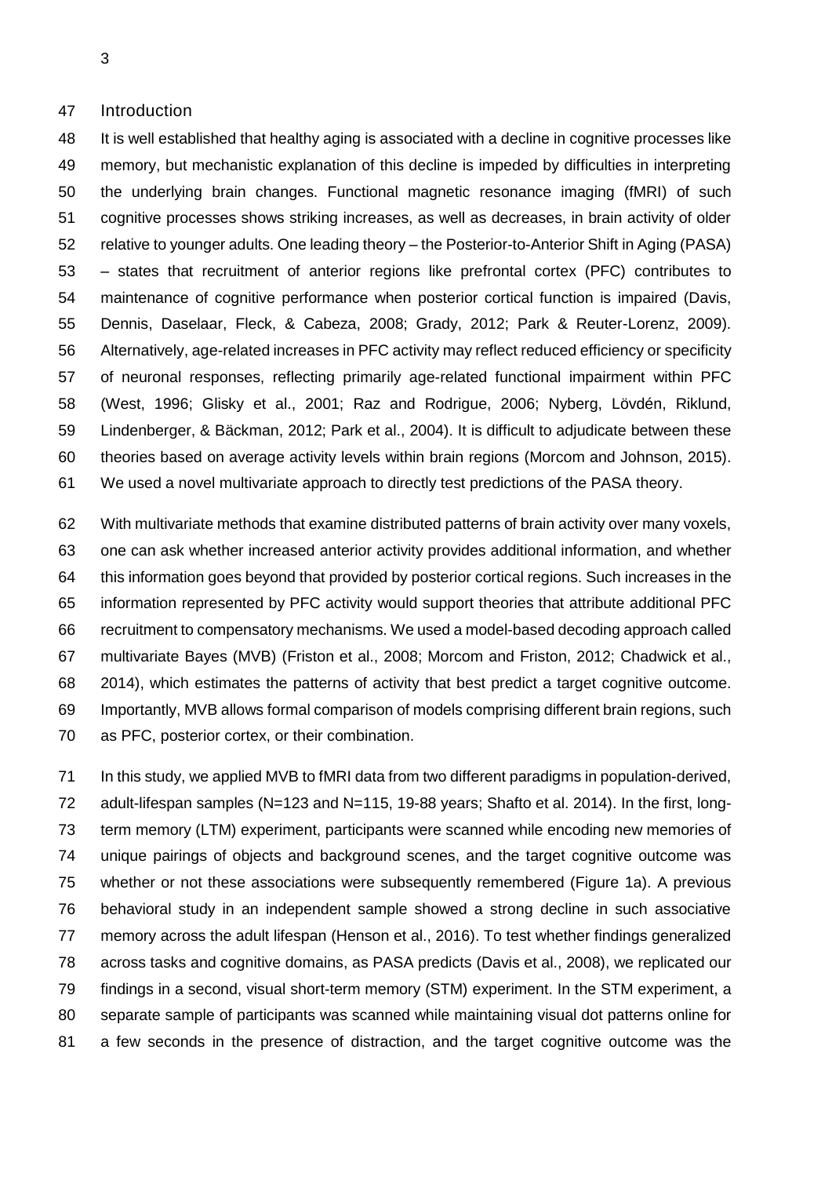## Introduction

It is well established that healthy aging is associated with a decline in cognitive processes like memory, but mechanistic explanation of this decline is impeded by difficulties in interpreting the underlying brain changes. Functional magnetic resonance imaging (fMRI) of such cognitive processes shows striking increases, as well as decreases, in brain activity of older relative to younger adults. One leading theory – the Posterior-to-Anterior Shift in Aging (PASA) – states that recruitment of anterior regions like prefrontal cortex (PFC) contributes to maintenance of cognitive performance when posterior cortical function is impaired (Davis, Dennis, Daselaar, Fleck, & Cabeza, 2008; Grady, 2012; Park & Reuter-Lorenz, 2009). Alternatively, age-related increases in PFC activity may reflect reduced efficiency or specificity of neuronal responses, reflecting primarily age-related functional impairment within PFC (West, 1996; Glisky et al., 2001; Raz and Rodrigue, 2006; Nyberg, Lövdén, Riklund, Lindenberger, & Bäckman, 2012; Park et al., 2004). It is difficult to adjudicate between these theories based on average activity levels within brain regions (Morcom and Johnson, 2015). We used a novel multivariate approach to directly test predictions of the PASA theory.

With multivariate methods that examine distributed patterns of brain activity over many voxels, one can ask whether increased anterior activity provides additional information, and whether this information goes beyond that provided by posterior cortical regions. Such increases in the information represented by PFC activity would support theories that attribute additional PFC recruitment to compensatory mechanisms. We used a model-based decoding approach called multivariate Bayes (MVB) (Friston et al., 2008; Morcom and Friston, 2012; Chadwick et al., 2014), which estimates the patterns of activity that best predict a target cognitive outcome. Importantly, MVB allows formal comparison of models comprising different brain regions, such as PFC, posterior cortex, or their combination.

In this study, we applied MVB to fMRI data from two different paradigms in population-derived, adult-lifespan samples (N=123 and N=115, 19-88 years; Shafto et al. 2014). In the first, long-term memory (LTM) experiment, participants were scanned while encoding new memories of unique pairings of objects and background scenes, and the target cognitive outcome was whether or not these associations were subsequently remembered (Figure 1a). A previous behavioral study in an independent sample showed a strong decline in such associative memory across the adult lifespan (Henson et al., 2016). To test whether findings generalized across tasks and cognitive domains, as PASA predicts (Davis et al., 2008), we replicated our findings in a second, visual short-term memory (STM) experiment. In the STM experiment, a separate sample of participants was scanned while maintaining visual dot patterns online for a few seconds in the presence of distraction, and the target cognitive outcome was the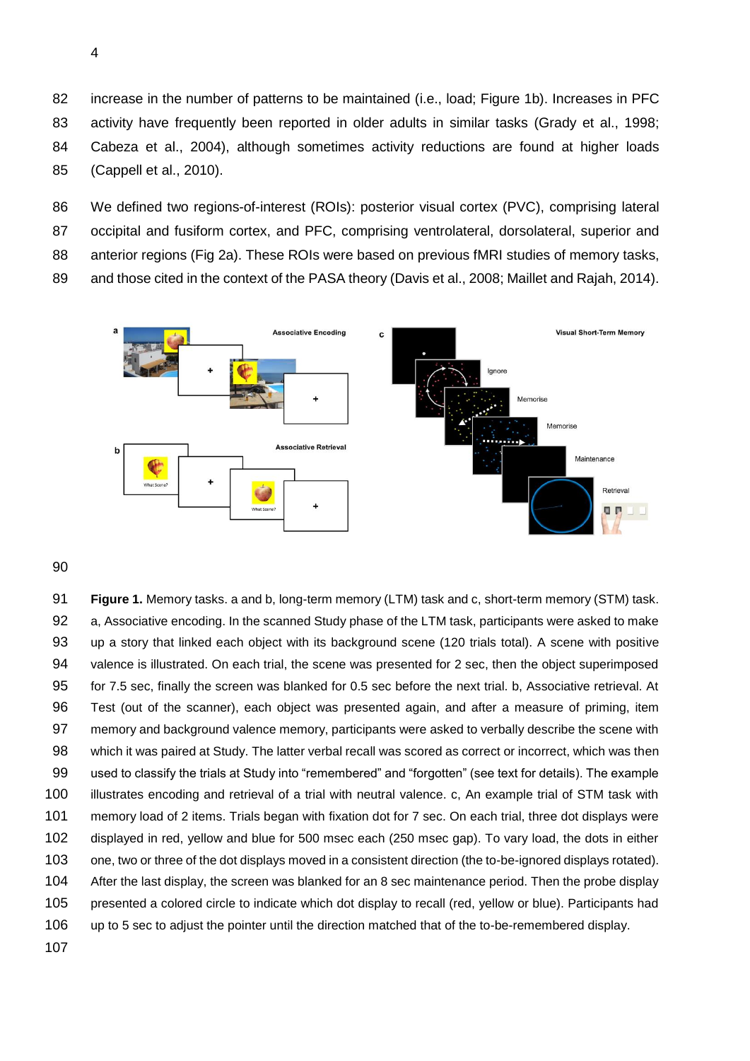increase in the number of patterns to be maintained (i.e., load; Figure 1b). Increases in PFC activity have frequently been reported in older adults in similar tasks (Grady et al., 1998; Cabeza et al., 2004), although sometimes activity reductions are found at higher loads (Cappell et al., 2010).

We defined two regions-of-interest (ROIs): posterior visual cortex (PVC), comprising lateral occipital and fusiform cortex, and PFC, comprising ventrolateral, dorsolateral, superior and anterior regions (Fig 2a). These ROIs were based on previous fMRI studies of memory tasks, and those cited in the context of the PASA theory (Davis et al., 2008; Maillet and Rajah, 2014).

**Figure 1.** Memory tasks. a and b, long-term memory (LTM) task and c, short-term memory (STM) task. a, Associative encoding. In the scanned Study phase of the LTM task, participants were asked to make up a story that linked each object with its background scene (120 trials total). A scene with positive valence is illustrated. On each trial, the scene was presented for 2 sec, then the object superimposed for 7.5 sec, finally the screen was blanked for 0.5 sec before the next trial. b, Associative retrieval. At Test (out of the scanner), each object was presented again, and after a measure of priming, item memory and background valence memory, participants were asked to verbally describe the scene with which it was paired at Study. The latter verbal recall was scored as correct or incorrect, which was then used to classify the trials at Study into "remembered" and "forgotten" (see text for details). The example illustrates encoding and retrieval of a trial with neutral valence. c, An example trial of STM task with memory load of 2 items. Trials began with fixation dot for 7 sec. On each trial, three dot displays were displayed in red, yellow and blue for 500 msec each (250 msec gap). To vary load, the dots in either one, two or three of the dot displays moved in a consistent direction (the to-be-ignored displays rotated). After the last display, the screen was blanked for an 8 sec maintenance period. Then the probe display presented a colored circle to indicate which dot display to recall (red, yellow or blue). Participants had up to 5 sec to adjust the pointer until the direction matched that of the to-be-remembered display.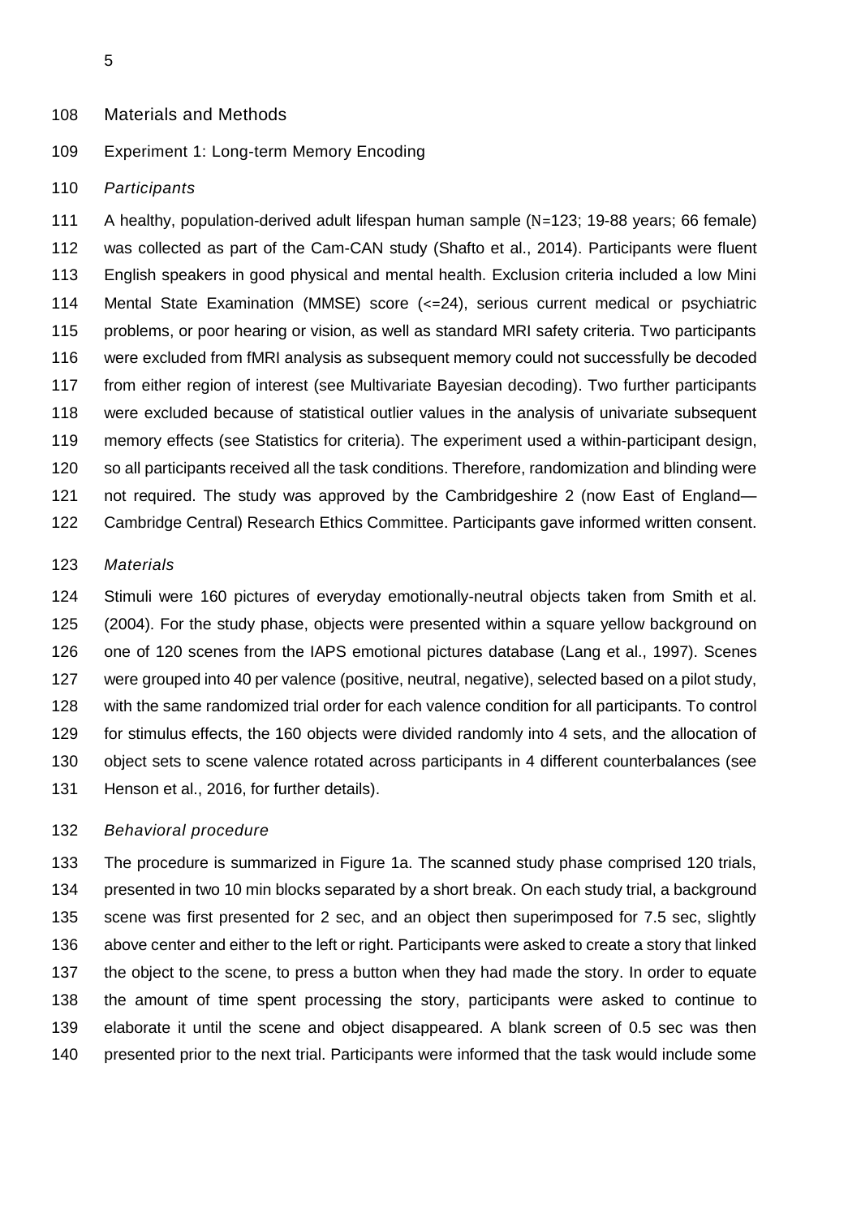## Materials and Methods

### Experiment 1: Long-term Memory Encoding

#### *Participants*

A healthy, population-derived adult lifespan human sample (N=123; 19-88 years; 66 female) was collected as part of the Cam-CAN study (Shafto et al., 2014). Participants were fluent English speakers in good physical and mental health. Exclusion criteria included a low Mini Mental State Examination (MMSE) score (<=24), serious current medical or psychiatric problems, or poor hearing or vision, as well as standard MRI safety criteria. Two participants were excluded from fMRI analysis as subsequent memory could not successfully be decoded from either region of interest (see Multivariate Bayesian decoding). Two further participants were excluded because of statistical outlier values in the analysis of univariate subsequent memory effects (see Statistics for criteria). The experiment used a within-participant design, so all participants received all the task conditions. Therefore, randomization and blinding were not required. The study was approved by the Cambridgeshire 2 (now East of England—Cambridge Central) Research Ethics Committee. Participants gave informed written consent.

#### *Materials*

Stimuli were 160 pictures of everyday emotionally-neutral objects taken from Smith et al. (2004). For the study phase, objects were presented within a square yellow background on one of 120 scenes from the IAPS emotional pictures database (Lang et al., 1997). Scenes were grouped into 40 per valence (positive, neutral, negative), selected based on a pilot study, with the same randomized trial order for each valence condition for all participants. To control for stimulus effects, the 160 objects were divided randomly into 4 sets, and the allocation of object sets to scene valence rotated across participants in 4 different counterbalances (see Henson et al., 2016, for further details).

#### *Behavioral procedure*

The procedure is summarized in Figure 1a. The scanned study phase comprised 120 trials, presented in two 10 min blocks separated by a short break. On each study trial, a background scene was first presented for 2 sec, and an object then superimposed for 7.5 sec, slightly above center and either to the left or right. Participants were asked to create a story that linked the object to the scene, to press a button when they had made the story. In order to equate the amount of time spent processing the story, participants were asked to continue to elaborate it until the scene and object disappeared. A blank screen of 0.5 sec was then presented prior to the next trial. Participants were informed that the task would include some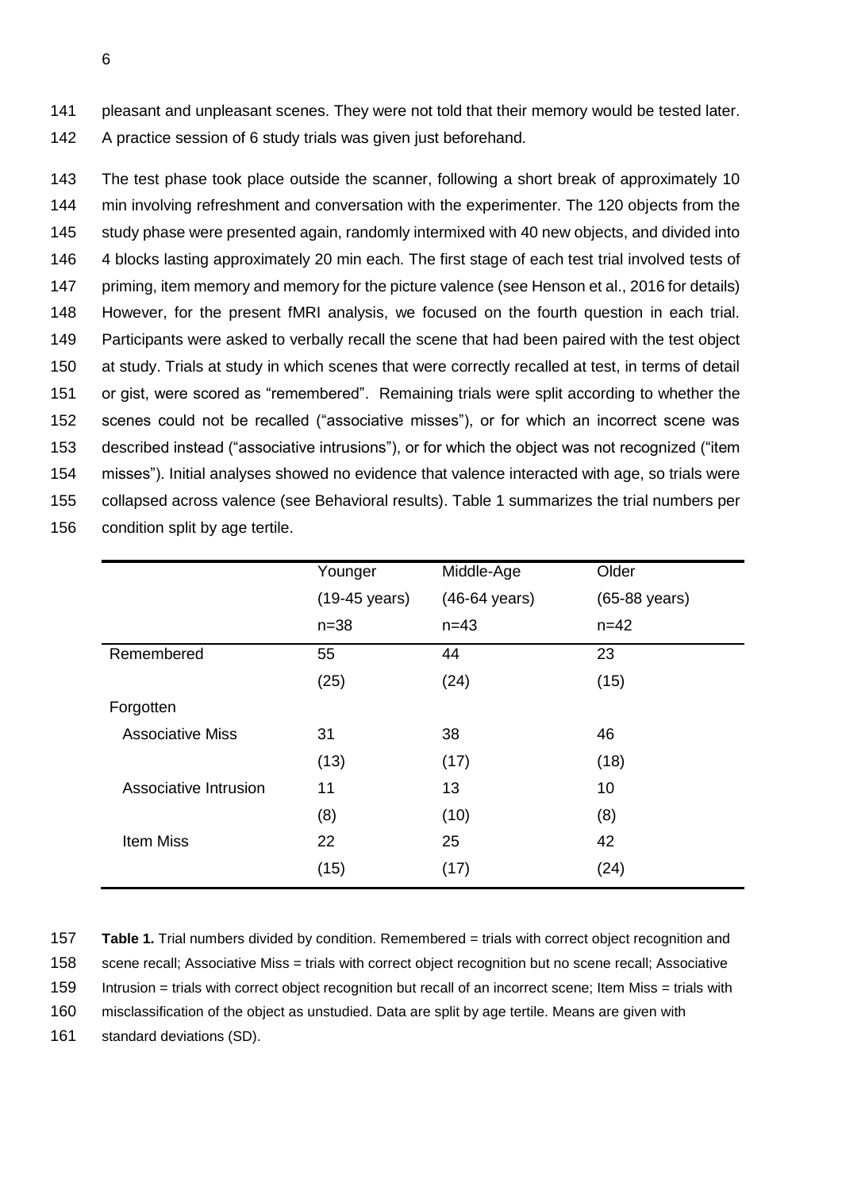pleasant and unpleasant scenes. They were not told that their memory would be tested later. A practice session of 6 study trials was given just beforehand.

The test phase took place outside the scanner, following a short break of approximately 10 min involving refreshment and conversation with the experimenter. The 120 objects from the study phase were presented again, randomly intermixed with 40 new objects, and divided into 4 blocks lasting approximately 20 min each. The first stage of each test trial involved tests of priming, item memory and memory for the picture valence (see Henson et al., 2016 for details) However, for the present fMRI analysis, we focused on the fourth question in each trial. Participants were asked to verbally recall the scene that had been paired with the test object at study. Trials at study in which scenes that were correctly recalled at test, in terms of detail or gist, were scored as "remembered". Remaining trials were split according to whether the scenes could not be recalled ("associative misses"), or for which an incorrect scene was described instead ("associative intrusions"), or for which the object was not recognized ("item misses"). Initial analyses showed no evidence that valence interacted with age, so trials were collapsed across valence (see Behavioral results). Table 1 summarizes the trial numbers per condition split by age tertile.

| | Younger (19-45 years) n=38 | Middle-Age (46-64 years) n=43 | Older (65-88 years) n=42 |
|---|---|---|---|
| Remembered | 55 (25) | 44 (24) | 23 (15) |
| Forgotten | | | |
| Associative Miss | 31 (13) | 38 (17) | 46 (18) |
| Associative Intrusion | 11 (8) | 13 (10) | 10 (8) |
| Item Miss | 22 (15) | 25 (17) | 42 (24) |

**Table 1.** Trial numbers divided by condition. Remembered = trials with correct object recognition and scene recall; Associative Miss = trials with correct object recognition but no scene recall; Associative Intrusion = trials with correct object recognition but recall of an incorrect scene; Item Miss = trials with misclassification of the object as unstudied. Data are split by age tertile. Means are given with standard deviations (SD).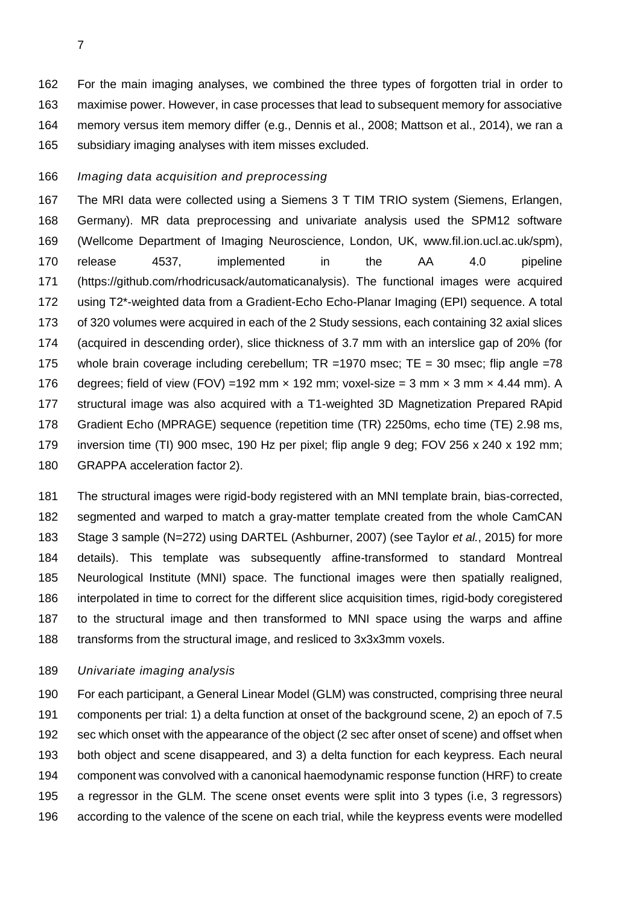For the main imaging analyses, we combined the three types of forgotten trial in order to maximise power. However, in case processes that lead to subsequent memory for associative memory versus item memory differ (e.g., Dennis et al., 2008; Mattson et al., 2014), we ran a subsidiary imaging analyses with item misses excluded.

*Imaging data acquisition and preprocessing*

The MRI data were collected using a Siemens 3 T TIM TRIO system (Siemens, Erlangen, Germany). MR data preprocessing and univariate analysis used the SPM12 software (Wellcome Department of Imaging Neuroscience, London, UK, www.fil.ion.ucl.ac.uk/spm), release 4537, implemented in the AA 4.0 pipeline (https://github.com/rhodricusack/automaticanalysis). The functional images were acquired using T2*-weighted data from a Gradient-Echo Echo-Planar Imaging (EPI) sequence. A total of 320 volumes were acquired in each of the 2 Study sessions, each containing 32 axial slices (acquired in descending order), slice thickness of 3.7 mm with an interslice gap of 20% (for whole brain coverage including cerebellum; TR =1970 msec; TE = 30 msec; flip angle =78 degrees; field of view (FOV) =192 mm × 192 mm; voxel-size = 3 mm × 3 mm × 4.44 mm). A structural image was also acquired with a T1-weighted 3D Magnetization Prepared RApid Gradient Echo (MPRAGE) sequence (repetition time (TR) 2250ms, echo time (TE) 2.98 ms, inversion time (TI) 900 msec, 190 Hz per pixel; flip angle 9 deg; FOV 256 x 240 x 192 mm; GRAPPA acceleration factor 2).

The structural images were rigid-body registered with an MNI template brain, bias-corrected, segmented and warped to match a gray-matter template created from the whole CamCAN Stage 3 sample (N=272) using DARTEL (Ashburner, 2007) (see Taylor *et al.*, 2015) for more details). This template was subsequently affine-transformed to standard Montreal Neurological Institute (MNI) space. The functional images were then spatially realigned, interpolated in time to correct for the different slice acquisition times, rigid-body coregistered to the structural image and then transformed to MNI space using the warps and affine transforms from the structural image, and resliced to 3x3x3mm voxels.

*Univariate imaging analysis*

For each participant, a General Linear Model (GLM) was constructed, comprising three neural components per trial: 1) a delta function at onset of the background scene, 2) an epoch of 7.5 sec which onset with the appearance of the object (2 sec after onset of scene) and offset when both object and scene disappeared, and 3) a delta function for each keypress. Each neural component was convolved with a canonical haemodynamic response function (HRF) to create a regressor in the GLM. The scene onset events were split into 3 types (i.e, 3 regressors) according to the valence of the scene on each trial, while the keypress events were modelled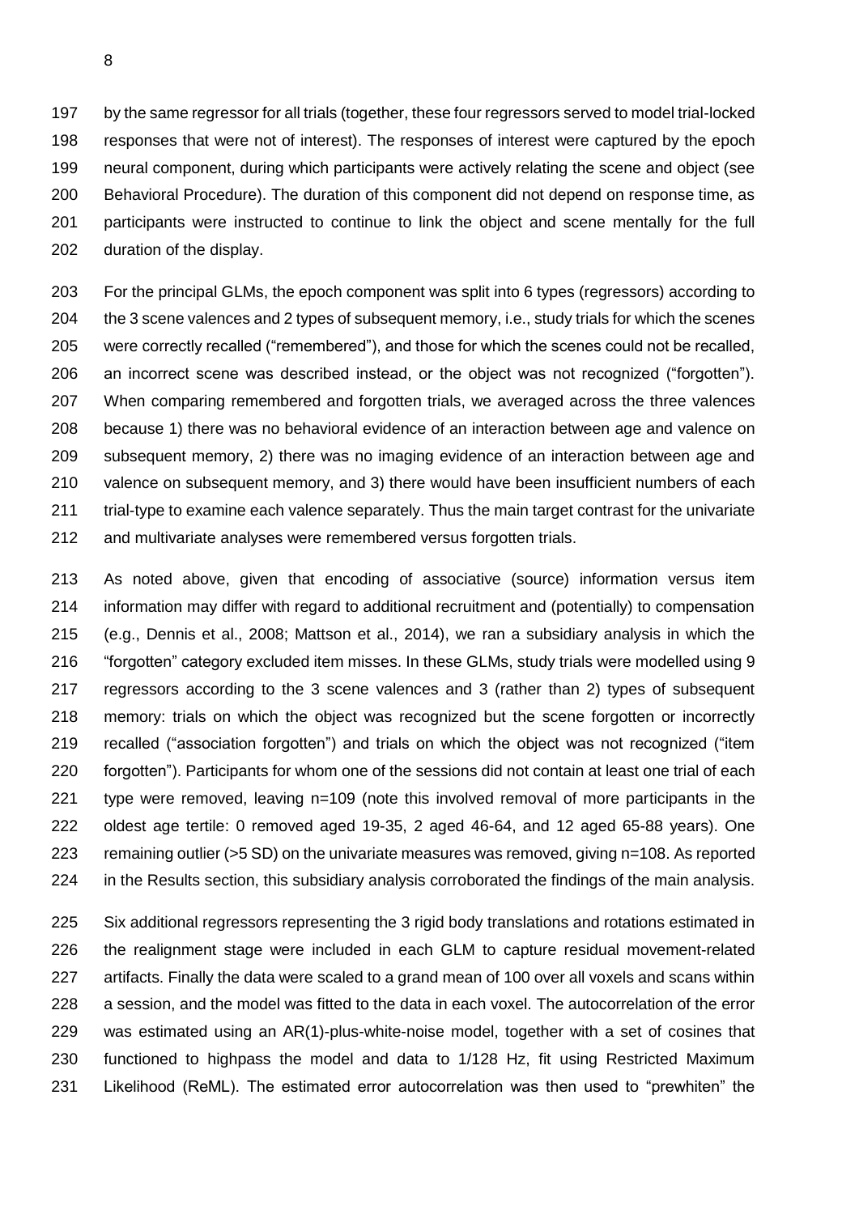by the same regressor for all trials (together, these four regressors served to model trial-locked responses that were not of interest). The responses of interest were captured by the epoch neural component, during which participants were actively relating the scene and object (see Behavioral Procedure). The duration of this component did not depend on response time, as participants were instructed to continue to link the object and scene mentally for the full duration of the display.

For the principal GLMs, the epoch component was split into 6 types (regressors) according to the 3 scene valences and 2 types of subsequent memory, i.e., study trials for which the scenes were correctly recalled ("remembered"), and those for which the scenes could not be recalled, an incorrect scene was described instead, or the object was not recognized ("forgotten"). When comparing remembered and forgotten trials, we averaged across the three valences because 1) there was no behavioral evidence of an interaction between age and valence on subsequent memory, 2) there was no imaging evidence of an interaction between age and valence on subsequent memory, and 3) there would have been insufficient numbers of each trial-type to examine each valence separately. Thus the main target contrast for the univariate and multivariate analyses were remembered versus forgotten trials.

As noted above, given that encoding of associative (source) information versus item information may differ with regard to additional recruitment and (potentially) to compensation (e.g., Dennis et al., 2008; Mattson et al., 2014), we ran a subsidiary analysis in which the "forgotten" category excluded item misses. In these GLMs, study trials were modelled using 9 regressors according to the 3 scene valences and 3 (rather than 2) types of subsequent memory: trials on which the object was recognized but the scene forgotten or incorrectly recalled ("association forgotten") and trials on which the object was not recognized ("item forgotten"). Participants for whom one of the sessions did not contain at least one trial of each type were removed, leaving n=109 (note this involved removal of more participants in the oldest age tertile: 0 removed aged 19-35, 2 aged 46-64, and 12 aged 65-88 years). One remaining outlier (>5 SD) on the univariate measures was removed, giving n=108. As reported in the Results section, this subsidiary analysis corroborated the findings of the main analysis.

Six additional regressors representing the 3 rigid body translations and rotations estimated in the realignment stage were included in each GLM to capture residual movement-related artifacts. Finally the data were scaled to a grand mean of 100 over all voxels and scans within a session, and the model was fitted to the data in each voxel. The autocorrelation of the error was estimated using an AR(1)-plus-white-noise model, together with a set of cosines that functioned to highpass the model and data to 1/128 Hz, fit using Restricted Maximum Likelihood (ReML). The estimated error autocorrelation was then used to "prewhiten" the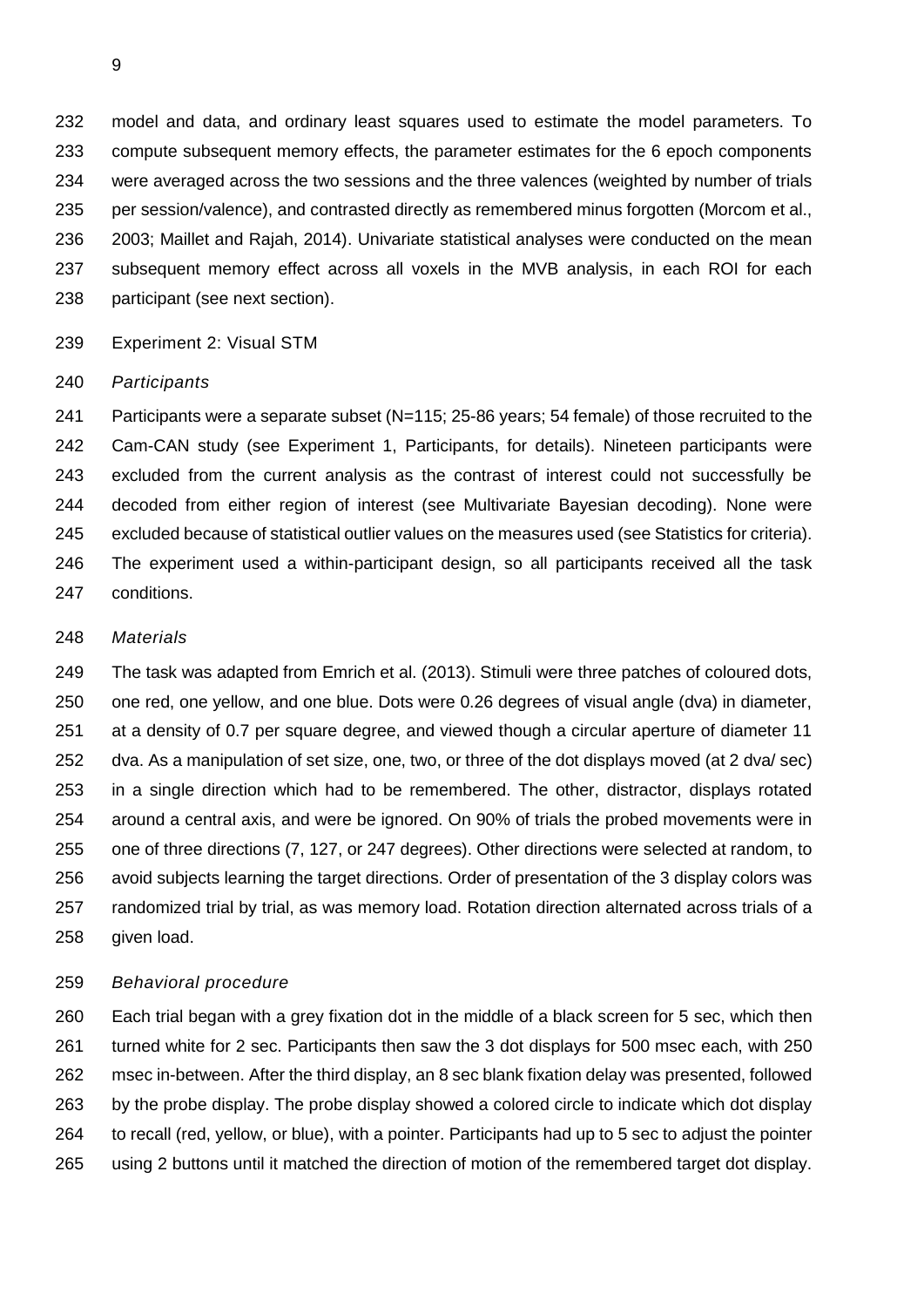model and data, and ordinary least squares used to estimate the model parameters. To compute subsequent memory effects, the parameter estimates for the 6 epoch components were averaged across the two sessions and the three valences (weighted by number of trials per session/valence), and contrasted directly as remembered minus forgotten (Morcom et al., 2003; Maillet and Rajah, 2014). Univariate statistical analyses were conducted on the mean subsequent memory effect across all voxels in the MVB analysis, in each ROI for each participant (see next section).

## Experiment 2: Visual STM

### *Participants*

Participants were a separate subset (N=115; 25-86 years; 54 female) of those recruited to the Cam-CAN study (see Experiment 1, Participants, for details). Nineteen participants were excluded from the current analysis as the contrast of interest could not successfully be decoded from either region of interest (see Multivariate Bayesian decoding). None were excluded because of statistical outlier values on the measures used (see Statistics for criteria). The experiment used a within-participant design, so all participants received all the task conditions.

### *Materials*

The task was adapted from Emrich et al. (2013). Stimuli were three patches of coloured dots, one red, one yellow, and one blue. Dots were 0.26 degrees of visual angle (dva) in diameter, at a density of 0.7 per square degree, and viewed though a circular aperture of diameter 11 dva. As a manipulation of set size, one, two, or three of the dot displays moved (at 2 dva/ sec) in a single direction which had to be remembered. The other, distractor, displays rotated around a central axis, and were be ignored. On 90% of trials the probed movements were in one of three directions (7, 127, or 247 degrees). Other directions were selected at random, to avoid subjects learning the target directions. Order of presentation of the 3 display colors was randomized trial by trial, as was memory load. Rotation direction alternated across trials of a given load.

### *Behavioral procedure*

Each trial began with a grey fixation dot in the middle of a black screen for 5 sec, which then turned white for 2 sec. Participants then saw the 3 dot displays for 500 msec each, with 250 msec in-between. After the third display, an 8 sec blank fixation delay was presented, followed by the probe display. The probe display showed a colored circle to indicate which dot display to recall (red, yellow, or blue), with a pointer. Participants had up to 5 sec to adjust the pointer using 2 buttons until it matched the direction of motion of the remembered target dot display.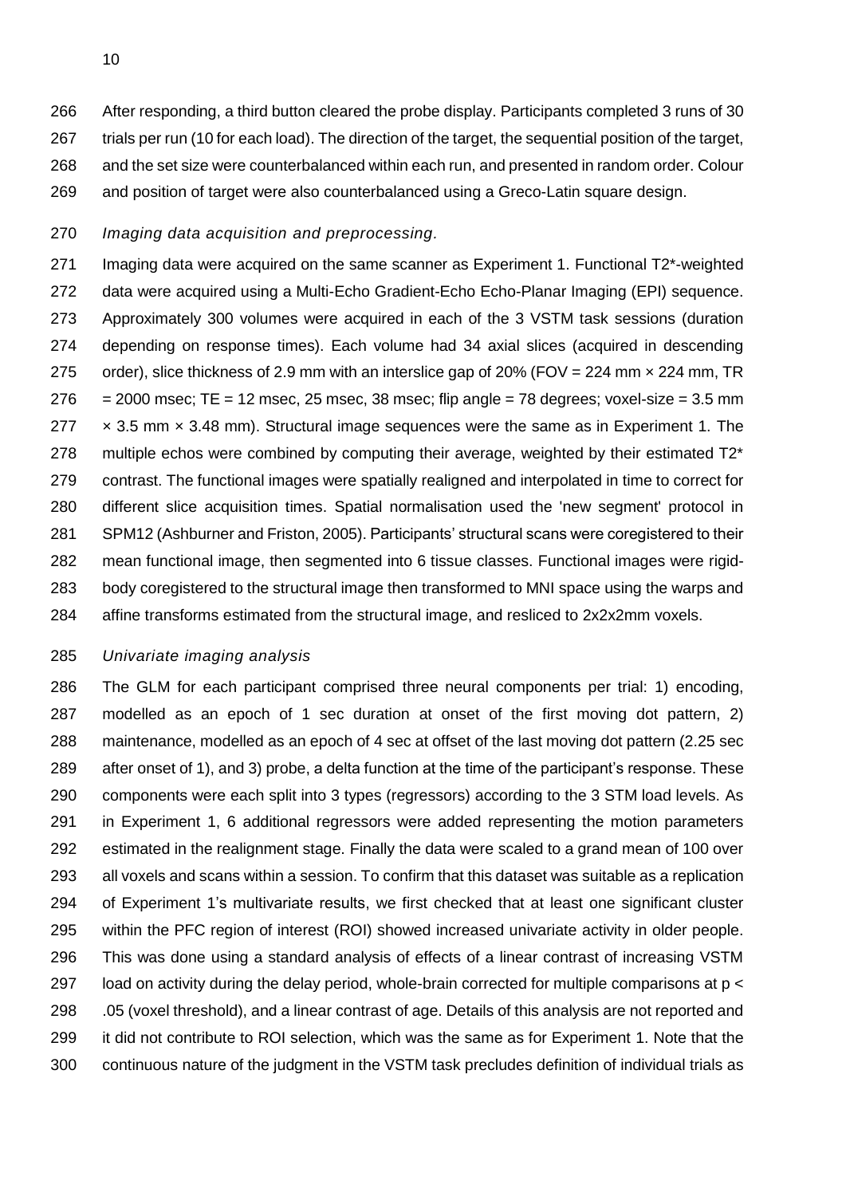After responding, a third button cleared the probe display. Participants completed 3 runs of 30 trials per run (10 for each load). The direction of the target, the sequential position of the target, and the set size were counterbalanced within each run, and presented in random order. Colour and position of target were also counterbalanced using a Greco-Latin square design.

*Imaging data acquisition and preprocessing.*

Imaging data were acquired on the same scanner as Experiment 1. Functional T2*-weighted data were acquired using a Multi-Echo Gradient-Echo Echo-Planar Imaging (EPI) sequence. Approximately 300 volumes were acquired in each of the 3 VSTM task sessions (duration depending on response times). Each volume had 34 axial slices (acquired in descending order), slice thickness of 2.9 mm with an interslice gap of 20% (FOV = 224 mm × 224 mm, TR = 2000 msec; TE = 12 msec, 25 msec, 38 msec; flip angle = 78 degrees; voxel-size = 3.5 mm × 3.5 mm × 3.48 mm). Structural image sequences were the same as in Experiment 1. The multiple echos were combined by computing their average, weighted by their estimated T2* contrast. The functional images were spatially realigned and interpolated in time to correct for different slice acquisition times. Spatial normalisation used the 'new segment' protocol in SPM12 (Ashburner and Friston, 2005). Participants' structural scans were coregistered to their mean functional image, then segmented into 6 tissue classes. Functional images were rigid-body coregistered to the structural image then transformed to MNI space using the warps and affine transforms estimated from the structural image, and resliced to 2x2x2mm voxels.

*Univariate imaging analysis*

The GLM for each participant comprised three neural components per trial: 1) encoding, modelled as an epoch of 1 sec duration at onset of the first moving dot pattern, 2) maintenance, modelled as an epoch of 4 sec at offset of the last moving dot pattern (2.25 sec after onset of 1), and 3) probe, a delta function at the time of the participant's response. These components were each split into 3 types (regressors) according to the 3 STM load levels. As in Experiment 1, 6 additional regressors were added representing the motion parameters estimated in the realignment stage. Finally the data were scaled to a grand mean of 100 over all voxels and scans within a session. To confirm that this dataset was suitable as a replication of Experiment 1's multivariate results, we first checked that at least one significant cluster within the PFC region of interest (ROI) showed increased univariate activity in older people. This was done using a standard analysis of effects of a linear contrast of increasing VSTM load on activity during the delay period, whole-brain corrected for multiple comparisons at $p < .05$ (voxel threshold), and a linear contrast of age. Details of this analysis are not reported and it did not contribute to ROI selection, which was the same as for Experiment 1. Note that the continuous nature of the judgment in the VSTM task precludes definition of individual trials as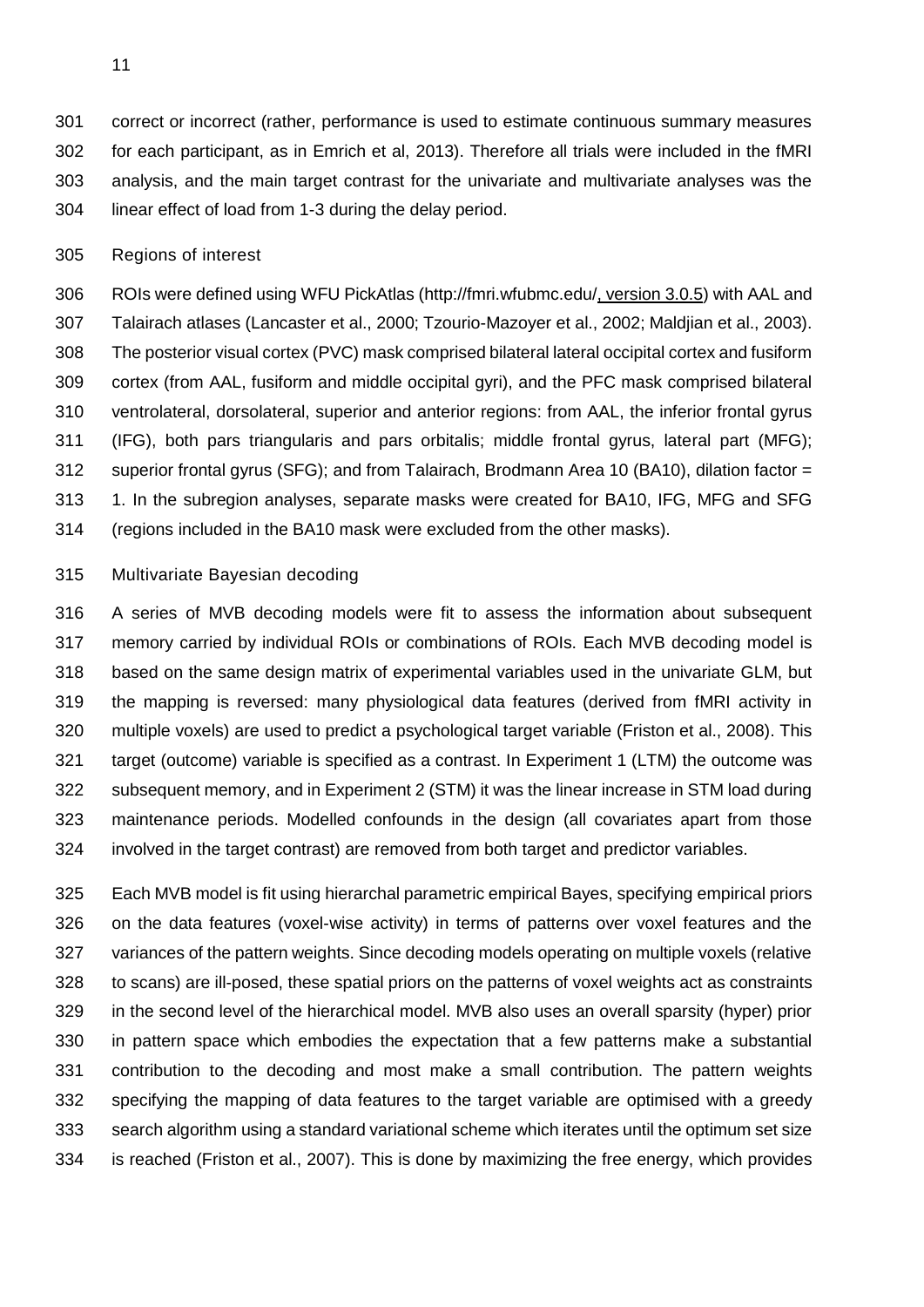correct or incorrect (rather, performance is used to estimate continuous summary measures for each participant, as in Emrich et al, 2013). Therefore all trials were included in the fMRI analysis, and the main target contrast for the univariate and multivariate analyses was the linear effect of load from 1-3 during the delay period.

### Regions of interest

ROIs were defined using WFU PickAtlas (http://fmri.wfubmc.edu/, version 3.0.5) with AAL and Talairach atlases (Lancaster et al., 2000; Tzourio-Mazoyer et al., 2002; Maldjian et al., 2003). The posterior visual cortex (PVC) mask comprised bilateral lateral occipital cortex and fusiform cortex (from AAL, fusiform and middle occipital gyri), and the PFC mask comprised bilateral ventrolateral, dorsolateral, superior and anterior regions: from AAL, the inferior frontal gyrus (IFG), both pars triangularis and pars orbitalis; middle frontal gyrus, lateral part (MFG); superior frontal gyrus (SFG); and from Talairach, Brodmann Area 10 (BA10), dilation factor = 1. In the subregion analyses, separate masks were created for BA10, IFG, MFG and SFG (regions included in the BA10 mask were excluded from the other masks).

### Multivariate Bayesian decoding

A series of MVB decoding models were fit to assess the information about subsequent memory carried by individual ROIs or combinations of ROIs. Each MVB decoding model is based on the same design matrix of experimental variables used in the univariate GLM, but the mapping is reversed: many physiological data features (derived from fMRI activity in multiple voxels) are used to predict a psychological target variable (Friston et al., 2008). This target (outcome) variable is specified as a contrast. In Experiment 1 (LTM) the outcome was subsequent memory, and in Experiment 2 (STM) it was the linear increase in STM load during maintenance periods. Modelled confounds in the design (all covariates apart from those involved in the target contrast) are removed from both target and predictor variables.

Each MVB model is fit using hierarchal parametric empirical Bayes, specifying empirical priors on the data features (voxel-wise activity) in terms of patterns over voxel features and the variances of the pattern weights. Since decoding models operating on multiple voxels (relative to scans) are ill-posed, these spatial priors on the patterns of voxel weights act as constraints in the second level of the hierarchical model. MVB also uses an overall sparsity (hyper) prior in pattern space which embodies the expectation that a few patterns make a substantial contribution to the decoding and most make a small contribution. The pattern weights specifying the mapping of data features to the target variable are optimised with a greedy search algorithm using a standard variational scheme which iterates until the optimum set size is reached (Friston et al., 2007). This is done by maximizing the free energy, which provides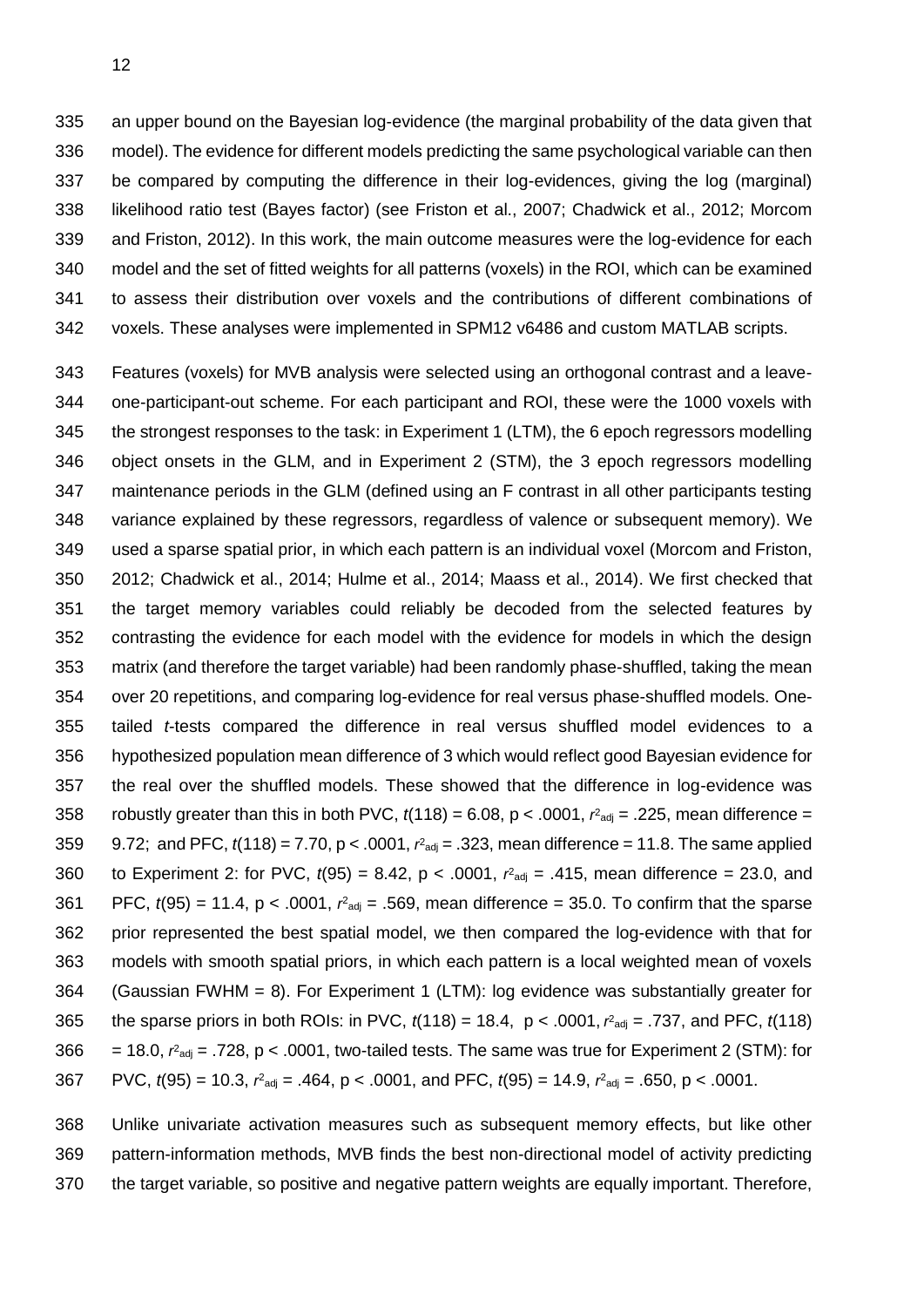an upper bound on the Bayesian log-evidence (the marginal probability of the data given that model). The evidence for different models predicting the same psychological variable can then be compared by computing the difference in their log-evidences, giving the log (marginal) likelihood ratio test (Bayes factor) (see Friston et al., 2007; Chadwick et al., 2012; Morcom and Friston, 2012). In this work, the main outcome measures were the log-evidence for each model and the set of fitted weights for all patterns (voxels) in the ROI, which can be examined to assess their distribution over voxels and the contributions of different combinations of voxels. These analyses were implemented in SPM12 v6486 and custom MATLAB scripts.

Features (voxels) for MVB analysis were selected using an orthogonal contrast and a leave-one-participant-out scheme. For each participant and ROI, these were the 1000 voxels with the strongest responses to the task: in Experiment 1 (LTM), the 6 epoch regressors modelling object onsets in the GLM, and in Experiment 2 (STM), the 3 epoch regressors modelling maintenance periods in the GLM (defined using an F contrast in all other participants testing variance explained by these regressors, regardless of valence or subsequent memory). We used a sparse spatial prior, in which each pattern is an individual voxel (Morcom and Friston, 2012; Chadwick et al., 2014; Hulme et al., 2014; Maass et al., 2014). We first checked that the target memory variables could reliably be decoded from the selected features by contrasting the evidence for each model with the evidence for models in which the design matrix (and therefore the target variable) had been randomly phase-shuffled, taking the mean over 20 repetitions, and comparing log-evidence for real versus phase-shuffled models. One-tailed *t*-tests compared the difference in real versus shuffled model evidences to a hypothesized population mean difference of 3 which would reflect good Bayesian evidence for the real over the shuffled models. These showed that the difference in log-evidence was robustly greater than this in both PVC, $t(118) = 6.08$, $p < .0001$, $r^2_{adj} = .225$, mean difference = 9.72; and PFC, $t(118) = 7.70$, $p < .0001$, $r^2_{adj} = .323$, mean difference = 11.8. The same applied to Experiment 2: for PVC, $t(95) = 8.42$, $p < .0001$, $r^2_{adj} = .415$, mean difference = 23.0, and PFC, $t(95) = 11.4$, $p < .0001$, $r^2_{adj} = .569$, mean difference = 35.0. To confirm that the sparse prior represented the best spatial model, we then compared the log-evidence with that for models with smooth spatial priors, in which each pattern is a local weighted mean of voxels (Gaussian FWHM = 8). For Experiment 1 (LTM): log evidence was substantially greater for the sparse priors in both ROIs: in PVC, $t(118) = 18.4$, $p < .0001$, $r^2_{adj} = .737$, and PFC, $t(118) = 18.0$, $r^2_{adj} = .728$, $p < .0001$, two-tailed tests. The same was true for Experiment 2 (STM): for PVC, $t(95) = 10.3$, $r^2_{adj} = .464$, $p < .0001$, and PFC, $t(95) = 14.9$, $r^2_{adj} = .650$, $p < .0001$.

Unlike univariate activation measures such as subsequent memory effects, but like other pattern-information methods, MVB finds the best non-directional model of activity predicting the target variable, so positive and negative pattern weights are equally important. Therefore,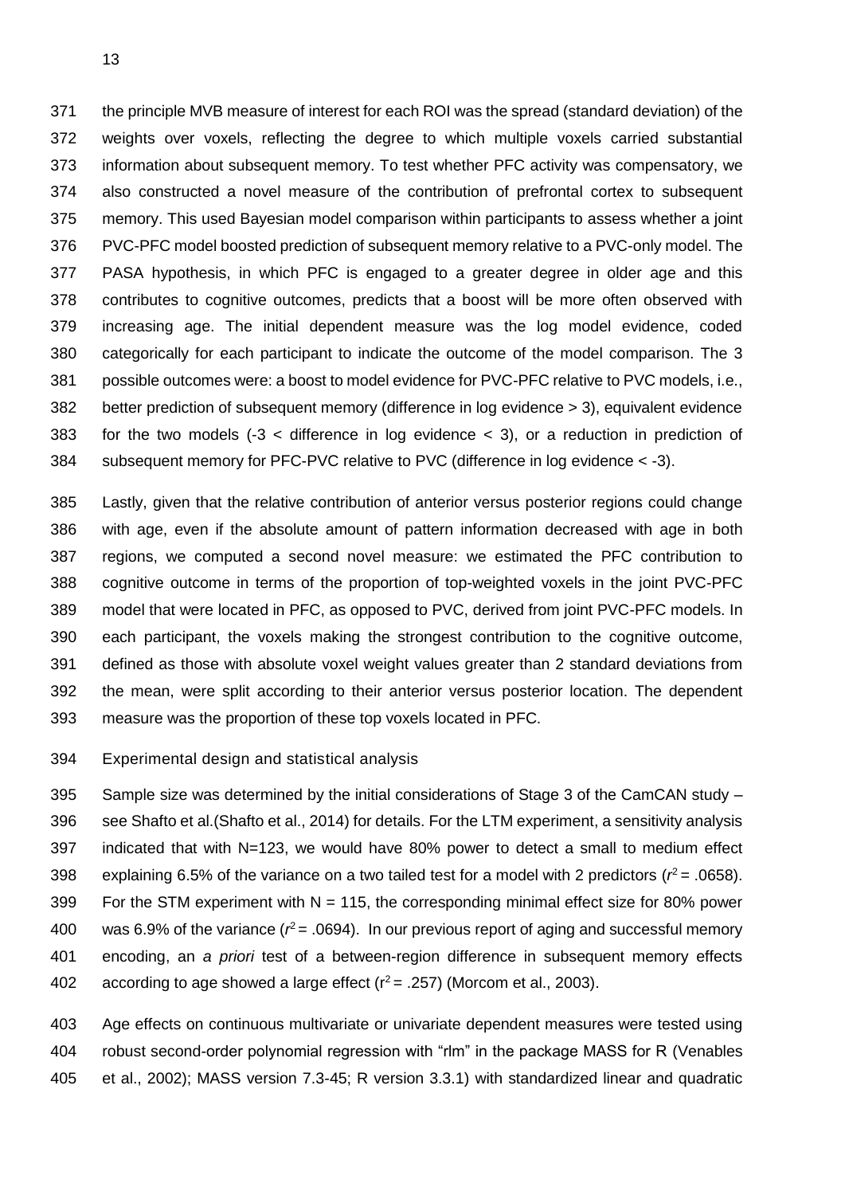the principle MVB measure of interest for each ROI was the spread (standard deviation) of the weights over voxels, reflecting the degree to which multiple voxels carried substantial information about subsequent memory. To test whether PFC activity was compensatory, we also constructed a novel measure of the contribution of prefrontal cortex to subsequent memory. This used Bayesian model comparison within participants to assess whether a joint PVC-PFC model boosted prediction of subsequent memory relative to a PVC-only model. The PASA hypothesis, in which PFC is engaged to a greater degree in older age and this contributes to cognitive outcomes, predicts that a boost will be more often observed with increasing age. The initial dependent measure was the log model evidence, coded categorically for each participant to indicate the outcome of the model comparison. The 3 possible outcomes were: a boost to model evidence for PVC-PFC relative to PVC models, i.e., better prediction of subsequent memory (difference in log evidence > 3), equivalent evidence for the two models (-3 < difference in log evidence < 3), or a reduction in prediction of subsequent memory for PFC-PVC relative to PVC (difference in log evidence < -3).

Lastly, given that the relative contribution of anterior versus posterior regions could change with age, even if the absolute amount of pattern information decreased with age in both regions, we computed a second novel measure: we estimated the PFC contribution to cognitive outcome in terms of the proportion of top-weighted voxels in the joint PVC-PFC model that were located in PFC, as opposed to PVC, derived from joint PVC-PFC models. In each participant, the voxels making the strongest contribution to the cognitive outcome, defined as those with absolute voxel weight values greater than 2 standard deviations from the mean, were split according to their anterior versus posterior location. The dependent measure was the proportion of these top voxels located in PFC.

### Experimental design and statistical analysis

Sample size was determined by the initial considerations of Stage 3 of the CamCAN study – see Shafto et al.(Shafto et al., 2014) for details. For the LTM experiment, a sensitivity analysis indicated that with N=123, we would have 80% power to detect a small to medium effect explaining 6.5% of the variance on a two tailed test for a model with 2 predictors ($r^2 = .0658$). For the STM experiment with N = 115, the corresponding minimal effect size for 80% power was 6.9% of the variance ($r^2 = .0694$). In our previous report of aging and successful memory encoding, an *a priori* test of a between-region difference in subsequent memory effects according to age showed a large effect ($r^2 = .257$) (Morcom et al., 2003).

Age effects on continuous multivariate or univariate dependent measures were tested using robust second-order polynomial regression with "rlm" in the package MASS for R (Venables et al., 2002); MASS version 7.3-45; R version 3.3.1) with standardized linear and quadratic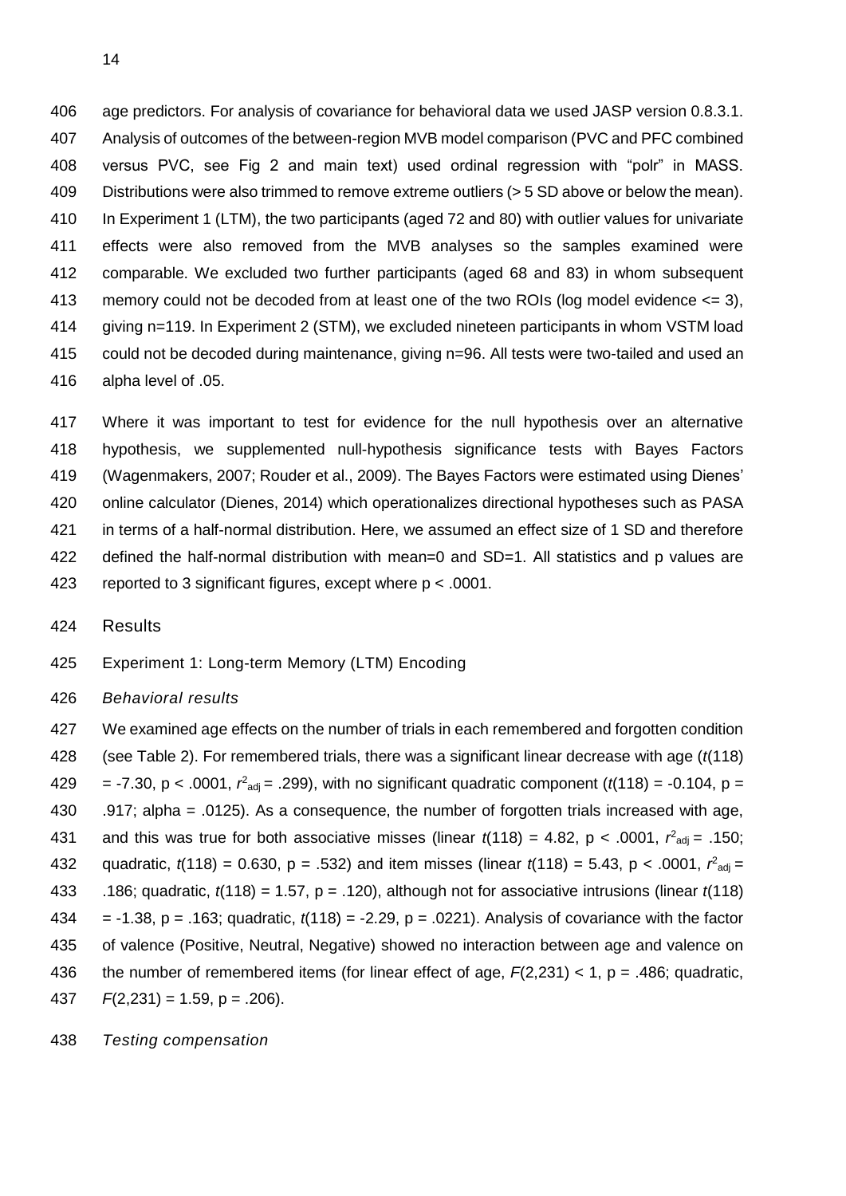age predictors. For analysis of covariance for behavioral data we used JASP version 0.8.3.1. Analysis of outcomes of the between-region MVB model comparison (PVC and PFC combined versus PVC, see Fig 2 and main text) used ordinal regression with "polr" in MASS. Distributions were also trimmed to remove extreme outliers (> 5 SD above or below the mean). In Experiment 1 (LTM), the two participants (aged 72 and 80) with outlier values for univariate effects were also removed from the MVB analyses so the samples examined were comparable. We excluded two further participants (aged 68 and 83) in whom subsequent memory could not be decoded from at least one of the two ROIs (log model evidence <= 3), giving n=119. In Experiment 2 (STM), we excluded nineteen participants in whom VSTM load could not be decoded during maintenance, giving n=96. All tests were two-tailed and used an alpha level of .05.

Where it was important to test for evidence for the null hypothesis over an alternative hypothesis, we supplemented null-hypothesis significance tests with Bayes Factors (Wagenmakers, 2007; Rouder et al., 2009). The Bayes Factors were estimated using Dienes' online calculator (Dienes, 2014) which operationalizes directional hypotheses such as PASA in terms of a half-normal distribution. Here, we assumed an effect size of 1 SD and therefore defined the half-normal distribution with mean=0 and SD=1. All statistics and p values are reported to 3 significant figures, except where $p < .0001$.

## Results

### Experiment 1: Long-term Memory (LTM) Encoding

#### *Behavioral results*

We examined age effects on the number of trials in each remembered and forgotten condition (see Table 2). For remembered trials, there was a significant linear decrease with age ($t(118) = -7.30$, $p < .0001$, $r^2_{adj} = .299$), with no significant quadratic component ($t(118) = -0.104$, $p = .917$; alpha = .0125). As a consequence, the number of forgotten trials increased with age, and this was true for both associative misses (linear $t(118) = 4.82$, $p < .0001$, $r^2_{adj} = .150$; quadratic, $t(118) = 0.630$, $p = .532$) and item misses (linear $t(118) = 5.43$, $p < .0001$, $r^2_{adj} = .186$; quadratic, $t(118) = 1.57$, $p = .120$), although not for associative intrusions (linear $t(118) = -1.38$, $p = .163$; quadratic, $t(118) = -2.29$, $p = .0221$). Analysis of covariance with the factor of valence (Positive, Neutral, Negative) showed no interaction between age and valence on the number of remembered items (for linear effect of age, $F(2,231) < 1$, $p = .486$; quadratic, $F(2,231) = 1.59$, $p = .206$).

#### *Testing compensation*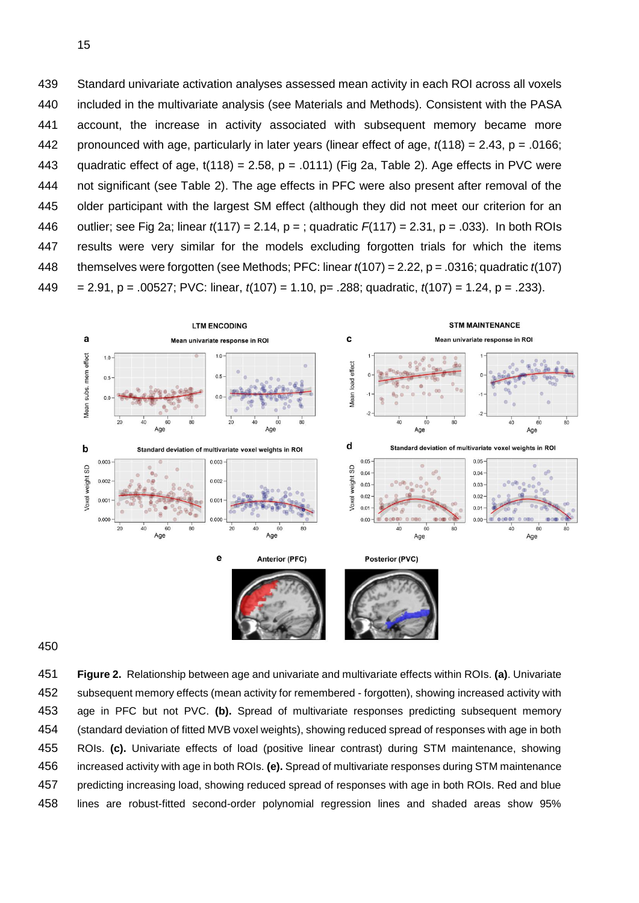Standard univariate activation analyses assessed mean activity in each ROI across all voxels included in the multivariate analysis (see Materials and Methods). Consistent with the PASA account, the increase in activity associated with subsequent memory became more pronounced with age, particularly in later years (linear effect of age, $t(118) = 2.43$, $p = .0166$; quadratic effect of age, $t(118) = 2.58$, $p = .0111$) (Fig 2a, Table 2). Age effects in PVC were not significant (see Table 2). The age effects in PFC were also present after removal of the older participant with the largest SM effect (although they did not meet our criterion for an outlier; see Fig 2a; linear $t(117) = 2.14$, p = ; quadratic $F(117) = 2.31$, $p = .033$). In both ROIs results were very similar for the models excluding forgotten trials for which the items themselves were forgotten (see Methods; PFC: linear $t(107) = 2.22$, $p = .0316$; quadratic $t(107) = 2.91$, $p = .00527$; PVC: linear, $t(107) = 1.10$, $p = .288$; quadratic, $t(107) = 1.24$, $p = .233$).

**Figure 2.** Relationship between age and univariate and multivariate effects within ROIs. **(a).** Univariate subsequent memory effects (mean activity for remembered - forgotten), showing increased activity with age in PFC but not PVC. **(b).** Spread of multivariate responses predicting subsequent memory (standard deviation of fitted MVB voxel weights), showing reduced spread of responses with age in both ROIs. **(c).** Univariate effects of load (positive linear contrast) during STM maintenance, showing increased activity with age in both ROIs. **(e).** Spread of multivariate responses during STM maintenance predicting increasing load, showing reduced spread of responses with age in both ROIs. Red and blue lines are robust-fitted second-order polynomial regression lines and shaded areas show 95%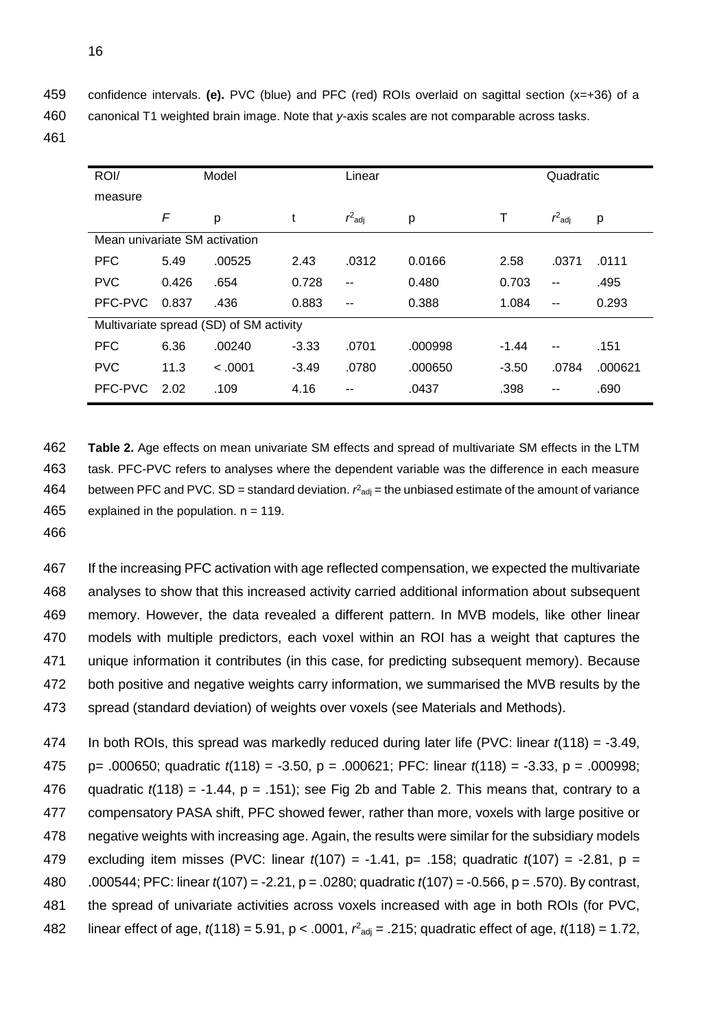confidence intervals. **(e).** PVC (blue) and PFC (red) ROIs overlaid on sagittal section (x=+36) of a canonical T1 weighted brain image. Note that *y*-axis scales are not comparable across tasks.

| ROI/ measure | Model | | Linear | | | Quadratic | | |
|---|---|---|---|---|---|---|---|---|
| | *F* | p | t | $r^2_{adj}$ | p | T | $r^2_{adj}$ | p |
| Mean univariate SM activation | | | | | | | | |
| PFC | 5.49 | .00525 | 2.43 | .0312 | 0.0166 | 2.58 | .0371 | .0111 |
| PVC | 0.426 | .654 | 0.728 | -- | 0.480 | 0.703 | -- | .495 |
| PFC-PVC | 0.837 | .436 | 0.883 | -- | 0.388 | 1.084 | -- | 0.293 |
| Multivariate spread (SD) of SM activity | | | | | | | | |
| PFC | 6.36 | .00240 | -3.33 | .0701 | .000998 | -1.44 | -- | .151 |
| PVC | 11.3 | < .0001 | -3.49 | .0780 | .000650 | -3.50 | .0784 | .000621 |
| PFC-PVC | 2.02 | .109 | 4.16 | -- | .0437 | .398 | -- | .690 |

**Table 2.** Age effects on mean univariate SM effects and spread of multivariate SM effects in the LTM task. PFC-PVC refers to analyses where the dependent variable was the difference in each measure between PFC and PVC. SD = standard deviation. $r^2_{adj}$ = the unbiased estimate of the amount of variance explained in the population. n = 119.

If the increasing PFC activation with age reflected compensation, we expected the multivariate analyses to show that this increased activity carried additional information about subsequent memory. However, the data revealed a different pattern. In MVB models, like other linear models with multiple predictors, each voxel within an ROI has a weight that captures the unique information it contributes (in this case, for predicting subsequent memory). Because both positive and negative weights carry information, we summarised the MVB results by the spread (standard deviation) of weights over voxels (see Materials and Methods).

In both ROIs, this spread was markedly reduced during later life (PVC: linear $t(118)$ = -3.49, p= .000650; quadratic $t(118)$ = -3.50, p = .000621; PFC: linear $t(118)$ = -3.33, p = .000998; quadratic $t(118)$ = -1.44, p = .151); see Fig 2b and Table 2. This means that, contrary to a compensatory PASA shift, PFC showed fewer, rather than more, voxels with large positive or negative weights with increasing age. Again, the results were similar for the subsidiary models excluding item misses (PVC: linear $t(107)$ = -1.41, p= .158; quadratic $t(107)$ = -2.81, p = .000544; PFC: linear $t(107)$ = -2.21, p = .0280; quadratic $t(107)$ = -0.566, p = .570). By contrast, the spread of univariate activities across voxels increased with age in both ROIs (for PVC, linear effect of age, $t(118)$ = 5.91, p < .0001, $r^2_{adj}$ = .215; quadratic effect of age, $t(118)$ = 1.72,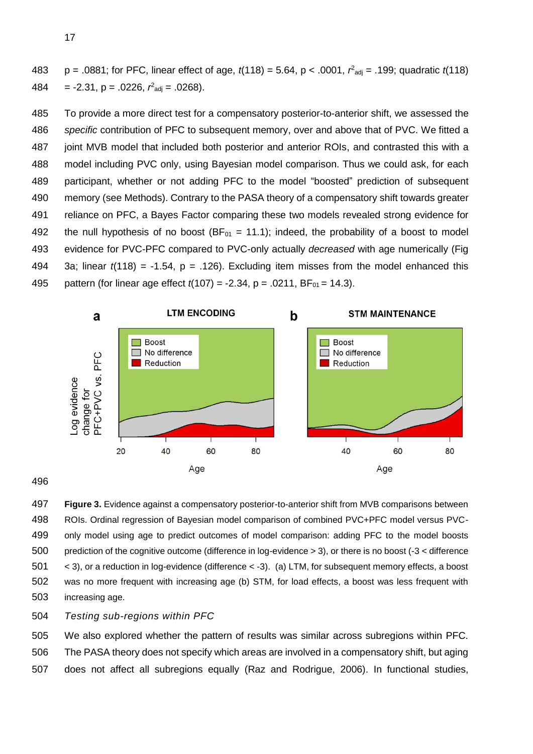p = .0881; for PFC, linear effect of age, $t(118) = 5.64$, $p < .0001$, $r^2_{adj} = .199$; quadratic $t(118) = -2.31$, $p = .0226$, $r^2_{adj} = .0268$).

To provide a more direct test for a compensatory posterior-to-anterior shift, we assessed the *specific* contribution of PFC to subsequent memory, over and above that of PVC. We fitted a joint MVB model that included both posterior and anterior ROIs, and contrasted this with a model including PVC only, using Bayesian model comparison. Thus we could ask, for each participant, whether or not adding PFC to the model "boosted" prediction of subsequent memory (see Methods). Contrary to the PASA theory of a compensatory shift towards greater reliance on PFC, a Bayes Factor comparing these two models revealed strong evidence for the null hypothesis of no boost ($BF_{01} = 11.1$); indeed, the probability of a boost to model evidence for PVC-PFC compared to PVC-only actually *decreased* with age numerically (Fig 3a; linear $t(118) = -1.54$, $p = .126$). Excluding item misses from the model enhanced this pattern (for linear age effect $t(107) = -2.34$, $p = .0211$, $BF_{01} = 14.3$).

**Figure 3.** Evidence against a compensatory posterior-to-anterior shift from MVB comparisons between ROIs. Ordinal regression of Bayesian model comparison of combined PVC+PFC model versus PVC-only model using age to predict outcomes of model comparison: adding PFC to the model boosts prediction of the cognitive outcome (difference in log-evidence > 3), or there is no boost (-3 < difference < 3), or a reduction in log-evidence (difference < -3). (a) LTM, for subsequent memory effects, a boost was no more frequent with increasing age (b) STM, for load effects, a boost was less frequent with increasing age.

*Testing sub-regions within PFC*

We also explored whether the pattern of results was similar across subregions within PFC. The PASA theory does not specify which areas are involved in a compensatory shift, but aging does not affect all subregions equally (Raz and Rodrigue, 2006). In functional studies,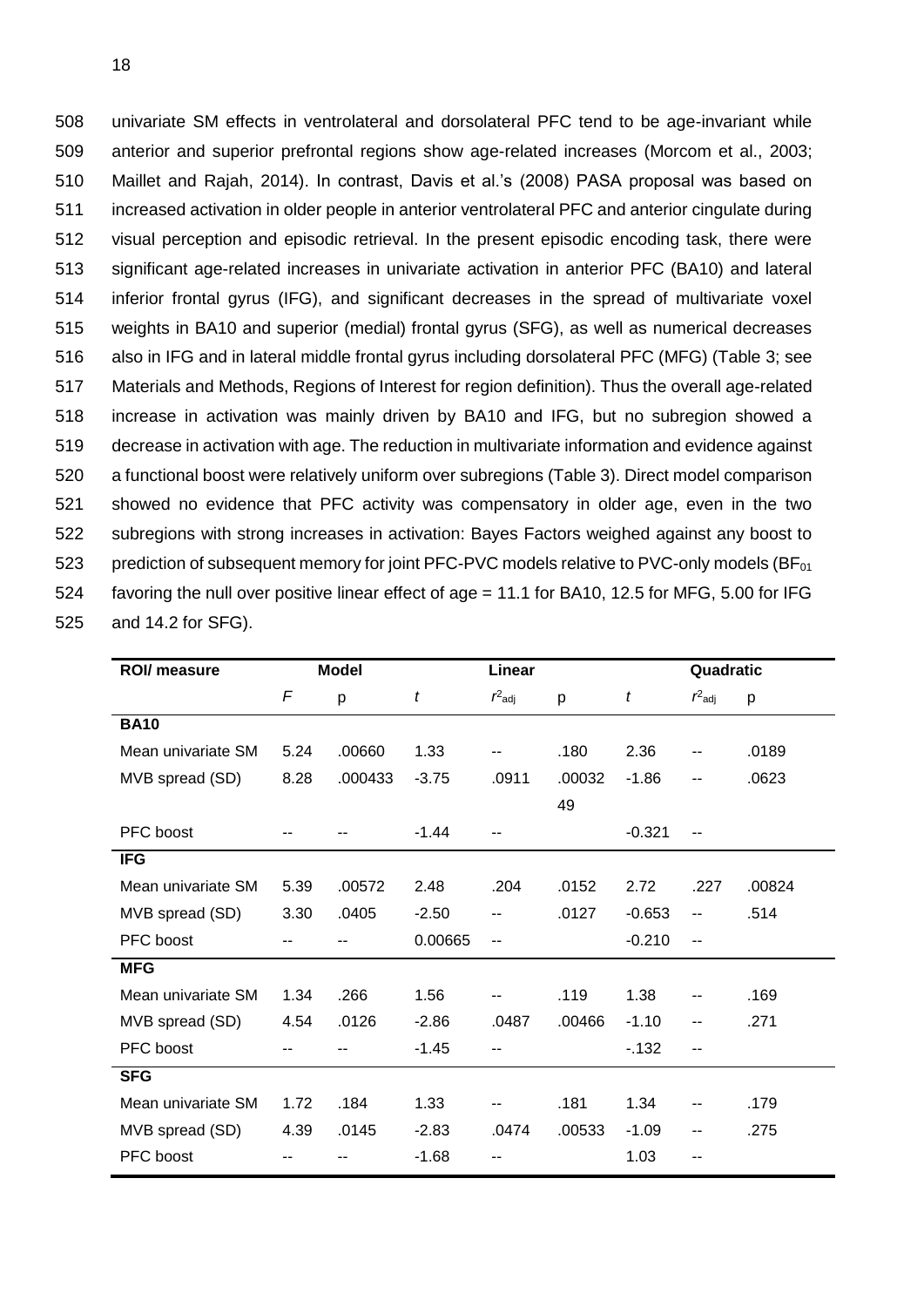univariate SM effects in ventrolateral and dorsolateral PFC tend to be age-invariant while anterior and superior prefrontal regions show age-related increases (Morcom et al., 2003; Maillet and Rajah, 2014). In contrast, Davis et al.'s (2008) PASA proposal was based on increased activation in older people in anterior ventrolateral PFC and anterior cingulate during visual perception and episodic retrieval. In the present episodic encoding task, there were significant age-related increases in univariate activation in anterior PFC (BA10) and lateral inferior frontal gyrus (IFG), and significant decreases in the spread of multivariate voxel weights in BA10 and superior (medial) frontal gyrus (SFG), as well as numerical decreases also in IFG and in lateral middle frontal gyrus including dorsolateral PFC (MFG) (Table 3; see Materials and Methods, Regions of Interest for region definition). Thus the overall age-related increase in activation was mainly driven by BA10 and IFG, but no subregion showed a decrease in activation with age. The reduction in multivariate information and evidence against a functional boost were relatively uniform over subregions (Table 3). Direct model comparison showed no evidence that PFC activity was compensatory in older age, even in the two subregions with strong increases in activation: Bayes Factors weighed against any boost to prediction of subsequent memory for joint PFC-PVC models relative to PVC-only models ($BF_{01}$ favoring the null over positive linear effect of age = 11.1 for BA10, 12.5 for MFG, 5.00 for IFG and 14.2 for SFG).

| ROI/ measure | Model | | Linear | | | Quadratic | | |
|---|---|---|---|---|---|---|---|---|
| | $F$ | p | $t$ | $r^2_{adj}$ | p | $t$ | $r^2_{adj}$ | p |
| **BA10** | | | | | | | | |
| Mean univariate SM | 5.24 | .00660 | 1.33 | -- | .180 | 2.36 | -- | .0189 |
| MVB spread (SD) | 8.28 | .000433 | -3.75 | .0911 | .0003249 | -1.86 | -- | .0623 |
| PFC boost | -- | -- | -1.44 | -- | | -0.321 | -- | |
| **IFG** | | | | | | | | |
| Mean univariate SM | 5.39 | .00572 | 2.48 | .204 | .0152 | 2.72 | .227 | .00824 |
| MVB spread (SD) | 3.30 | .0405 | -2.50 | -- | .0127 | -0.653 | -- | .514 |
| PFC boost | -- | -- | 0.00665 | -- | | -0.210 | -- | |
| **MFG** | | | | | | | | |
| Mean univariate SM | 1.34 | .266 | 1.56 | -- | .119 | 1.38 | -- | .169 |
| MVB spread (SD) | 4.54 | .0126 | -2.86 | .0487 | .00466 | -1.10 | -- | .271 |
| PFC boost | -- | -- | -1.45 | -- | | -.132 | -- | |
| **SFG** | | | | | | | | |
| Mean univariate SM | 1.72 | .184 | 1.33 | -- | .181 | 1.34 | -- | .179 |
| MVB spread (SD) | 4.39 | .0145 | -2.83 | .0474 | .00533 | -1.09 | -- | .275 |
| PFC boost | -- | -- | -1.68 | -- | | 1.03 | -- | |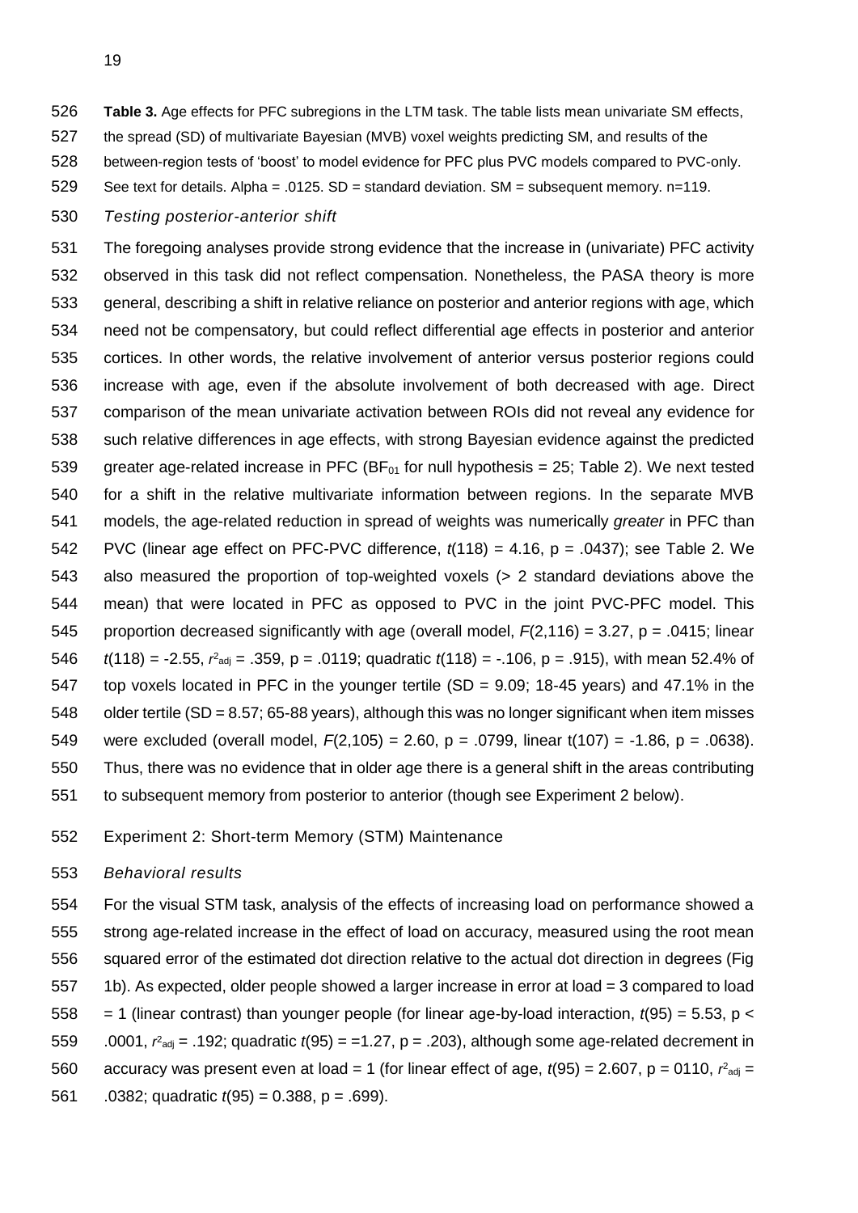**Table 3.** Age effects for PFC subregions in the LTM task. The table lists mean univariate SM effects, the spread (SD) of multivariate Bayesian (MVB) voxel weights predicting SM, and results of the between-region tests of 'boost' to model evidence for PFC plus PVC models compared to PVC-only. See text for details. Alpha = .0125. SD = standard deviation. SM = subsequent memory. n=119.

### *Testing posterior-anterior shift*

The foregoing analyses provide strong evidence that the increase in (univariate) PFC activity observed in this task did not reflect compensation. Nonetheless, the PASA theory is more general, describing a shift in relative reliance on posterior and anterior regions with age, which need not be compensatory, but could reflect differential age effects in posterior and anterior cortices. In other words, the relative involvement of anterior versus posterior regions could increase with age, even if the absolute involvement of both decreased with age. Direct comparison of the mean univariate activation between ROIs did not reveal any evidence for such relative differences in age effects, with strong Bayesian evidence against the predicted greater age-related increase in PFC ($BF_{01}$ for null hypothesis = 25; Table 2). We next tested for a shift in the relative multivariate information between regions. In the separate MVB models, the age-related reduction in spread of weights was numerically *greater* in PFC than PVC (linear age effect on PFC-PVC difference, $t(118) = 4.16$, $p = .0437$); see Table 2. We also measured the proportion of top-weighted voxels (> 2 standard deviations above the mean) that were located in PFC as opposed to PVC in the joint PVC-PFC model. This proportion decreased significantly with age (overall model, $F(2,116) = 3.27$, $p = .0415$; linear $t(118) = -2.55$, $r^2_{adj} = .359$, $p = .0119$; quadratic $t(118) = -.106$, $p = .915$), with mean 52.4% of top voxels located in PFC in the younger tertile (SD = 9.09; 18-45 years) and 47.1% in the older tertile (SD = 8.57; 65-88 years), although this was no longer significant when item misses were excluded (overall model, $F(2,105) = 2.60$, $p = .0799$, linear $t(107) = -1.86$, $p = .0638$). Thus, there was no evidence that in older age there is a general shift in the areas contributing to subsequent memory from posterior to anterior (though see Experiment 2 below).

## Experiment 2: Short-term Memory (STM) Maintenance

### *Behavioral results*

For the visual STM task, analysis of the effects of increasing load on performance showed a strong age-related increase in the effect of load on accuracy, measured using the root mean squared error of the estimated dot direction relative to the actual dot direction in degrees (Fig 1b). As expected, older people showed a larger increase in error at load = 3 compared to load = 1 (linear contrast) than younger people (for linear age-by-load interaction, $t(95) = 5.53$, $p < .0001$, $r^2_{adj} = .192$; quadratic $t(95) = =1.27$, $p = .203$), although some age-related decrement in accuracy was present even at load = 1 (for linear effect of age, $t(95) = 2.607$, $p = 0110$, $r^2_{adj} = .0382$; quadratic $t(95) = 0.388$, $p = .699$).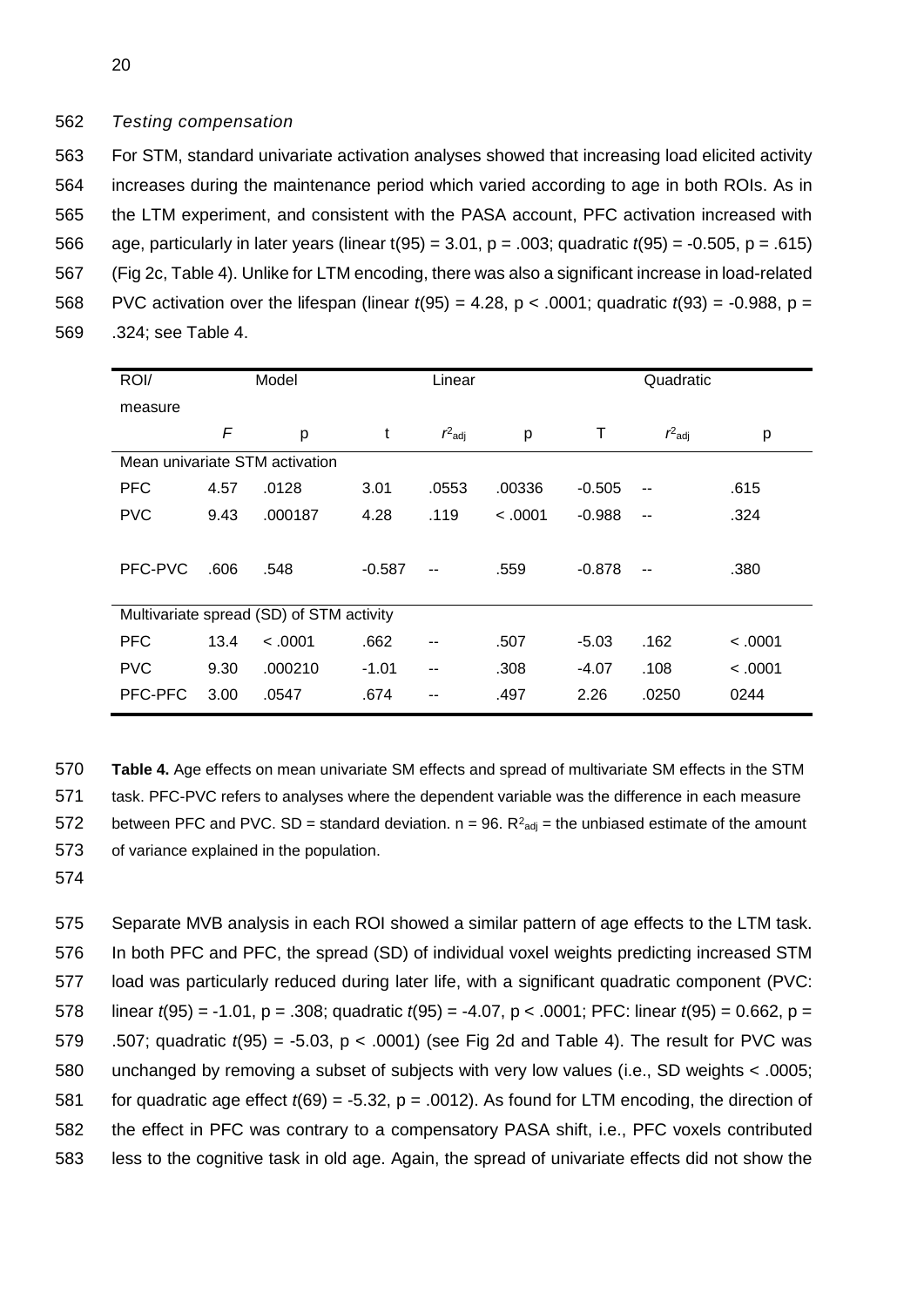*Testing compensation*

For STM, standard univariate activation analyses showed that increasing load elicited activity increases during the maintenance period which varied according to age in both ROIs. As in the LTM experiment, and consistent with the PASA account, PFC activation increased with age, particularly in later years (linear $t(95) = 3.01$, $p = .003$; quadratic $t(95) = -0.505$, $p = .615$) (Fig 2c, Table 4). Unlike for LTM encoding, there was also a significant increase in load-related PVC activation over the lifespan (linear $t(95) = 4.28$, $p < .0001$; quadratic $t(93) = -0.988$, $p = .324$; see Table 4.

| ROI/ measure | Model | | Linear | | | Quadratic | | |
|---|---|---|---|---|---|---|---|---|
| | $F$ | p | t | $r^2_{adj}$ | p | T | $r^2_{adj}$ | p |
| Mean univariate STM activation | | | | | | | | |
| PFC | 4.57 | .0128 | 3.01 | .0553 | .00336 | -0.505 | -- | .615 |
| PVC | 9.43 | .000187 | 4.28 | .119 | < .0001 | -0.988 | -- | .324 |
| PFC-PVC | .606 | .548 | -0.587 | -- | .559 | -0.878 | -- | .380 |
| Multivariate spread (SD) of STM activity | | | | | | | | |
| PFC | 13.4 | < .0001 | .662 | -- | .507 | -5.03 | .162 | < .0001 |
| PVC | 9.30 | .000210 | -1.01 | -- | .308 | -4.07 | .108 | < .0001 |
| PFC-PFC | 3.00 | .0547 | .674 | -- | .497 | 2.26 | .0250 | 0244 |

**Table 4.** Age effects on mean univariate SM effects and spread of multivariate SM effects in the STM task. PFC-PVC refers to analyses where the dependent variable was the difference in each measure between PFC and PVC. SD = standard deviation. n = 96. $R^2_{adj}$ = the unbiased estimate of the amount of variance explained in the population.

Separate MVB analysis in each ROI showed a similar pattern of age effects to the LTM task. In both PFC and PFC, the spread (SD) of individual voxel weights predicting increased STM load was particularly reduced during later life, with a significant quadratic component (PVC: linear $t(95) = -1.01$, $p = .308$; quadratic $t(95) = -4.07$, $p < .0001$; PFC: linear $t(95) = 0.662$, $p = .507$; quadratic $t(95) = -5.03$, $p < .0001$) (see Fig 2d and Table 4). The result for PVC was unchanged by removing a subset of subjects with very low values (i.e., SD weights < .0005; for quadratic age effect $t(69) = -5.32$, $p = .0012$). As found for LTM encoding, the direction of the effect in PFC was contrary to a compensatory PASA shift, i.e., PFC voxels contributed less to the cognitive task in old age. Again, the spread of univariate effects did not show the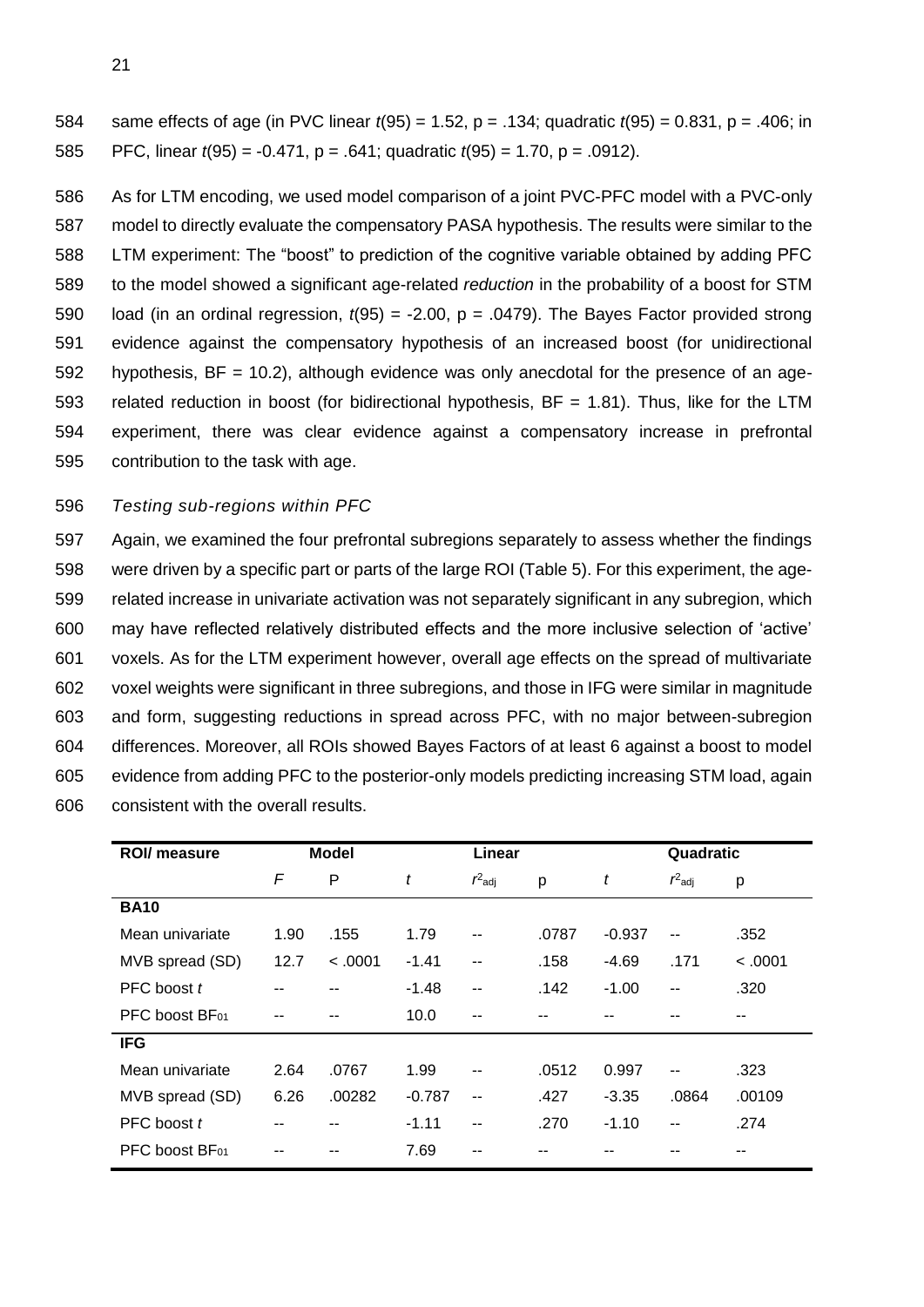same effects of age (in PVC linear $t(95) = 1.52$, $p = .134$; quadratic $t(95) = 0.831$, $p = .406$; in PFC, linear $t(95) = -0.471$, $p = .641$; quadratic $t(95) = 1.70$, $p = .0912$).

As for LTM encoding, we used model comparison of a joint PVC-PFC model with a PVC-only model to directly evaluate the compensatory PASA hypothesis. The results were similar to the LTM experiment: The "boost" to prediction of the cognitive variable obtained by adding PFC to the model showed a significant age-related *reduction* in the probability of a boost for STM load (in an ordinal regression, $t(95) = -2.00$, $p = .0479$). The Bayes Factor provided strong evidence against the compensatory hypothesis of an increased boost (for unidirectional hypothesis, BF = 10.2), although evidence was only anecdotal for the presence of an age-related reduction in boost (for bidirectional hypothesis, BF = 1.81). Thus, like for the LTM experiment, there was clear evidence against a compensatory increase in prefrontal contribution to the task with age.

*Testing sub-regions within PFC*

Again, we examined the four prefrontal subregions separately to assess whether the findings were driven by a specific part or parts of the large ROI (Table 5). For this experiment, the age-related increase in univariate activation was not separately significant in any subregion, which may have reflected relatively distributed effects and the more inclusive selection of 'active' voxels. As for the LTM experiment however, overall age effects on the spread of multivariate voxel weights were significant in three subregions, and those in IFG were similar in magnitude and form, suggesting reductions in spread across PFC, with no major between-subregion differences. Moreover, all ROIs showed Bayes Factors of at least 6 against a boost to model evidence from adding PFC to the posterior-only models predicting increasing STM load, again consistent with the overall results.

| ROI/ measure | Model | | Linear | | | Quadratic | | |
|---|---|---|---|---|---|---|---|---|
| | *F* | P | *t* | $r^2_{adj}$ | p | *t* | $r^2_{adj}$ | p |
| **BA10** | | | | | | | | |
| Mean univariate | 1.90 | .155 | 1.79 | -- | .0787 | -0.937 | -- | .352 |
| MVB spread (SD) | 12.7 | < .0001 | -1.41 | -- | .158 | -4.69 | .171 | < .0001 |
| PFC boost *t* | -- | -- | -1.48 | -- | .142 | -1.00 | -- | .320 |
| PFC boost $BF_{01}$ | -- | -- | 10.0 | -- | -- | -- | -- | -- |
| **IFG** | | | | | | | | |
| Mean univariate | 2.64 | .0767 | 1.99 | -- | .0512 | 0.997 | -- | .323 |
| MVB spread (SD) | 6.26 | .00282 | -0.787 | -- | .427 | -3.35 | .0864 | .00109 |
| PFC boost *t* | -- | -- | -1.11 | -- | .270 | -1.10 | -- | .274 |
| PFC boost $BF_{01}$ | -- | -- | 7.69 | -- | -- | -- | -- | -- |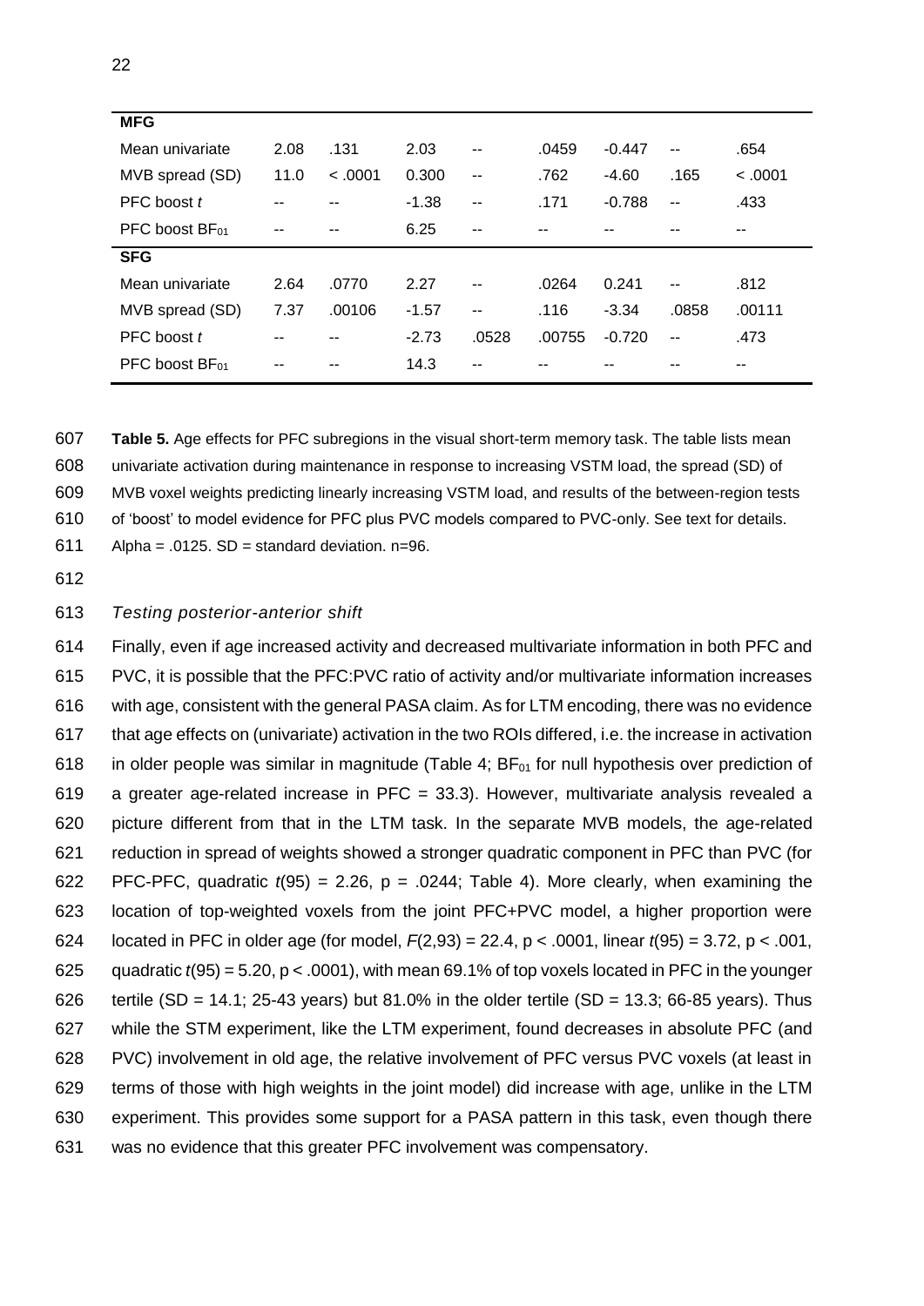| | | | | | | | | |
|---|---|---|---|---|---|---|---|---|
| **MFG** | | | | | | | | |
| Mean univariate | 2.08 | .131 | 2.03 | -- | .0459 | -0.447 | -- | .654 |
| MVB spread (SD) | 11.0 | < .0001 | 0.300 | -- | .762 | -4.60 | .165 | < .0001 |
| PFC boost *t* | -- | -- | -1.38 | -- | .171 | -0.788 | -- | .433 |
| PFC boost $BF_{01}$ | -- | -- | 6.25 | -- | -- | -- | -- | -- |
| **SFG** | | | | | | | | |
| Mean univariate | 2.64 | .0770 | 2.27 | -- | .0264 | 0.241 | -- | .812 |
| MVB spread (SD) | 7.37 | .00106 | -1.57 | -- | .116 | -3.34 | .0858 | .00111 |
| PFC boost *t* | -- | -- | -2.73 | .0528 | .00755 | -0.720 | -- | .473 |
| PFC boost $BF_{01}$ | -- | -- | 14.3 | -- | -- | -- | -- | -- |

**Table 5.** Age effects for PFC subregions in the visual short-term memory task. The table lists mean univariate activation during maintenance in response to increasing VSTM load, the spread (SD) of MVB voxel weights predicting linearly increasing VSTM load, and results of the between-region tests of 'boost' to model evidence for PFC plus PVC models compared to PVC-only. See text for details. Alpha = .0125. SD = standard deviation. n=96.

*Testing posterior-anterior shift*

Finally, even if age increased activity and decreased multivariate information in both PFC and PVC, it is possible that the PFC:PVC ratio of activity and/or multivariate information increases with age, consistent with the general PASA claim. As for LTM encoding, there was no evidence that age effects on (univariate) activation in the two ROIs differed, i.e. the increase in activation in older people was similar in magnitude (Table 4; $BF_{01}$ for null hypothesis over prediction of a greater age-related increase in PFC = 33.3). However, multivariate analysis revealed a picture different from that in the LTM task. In the separate MVB models, the age-related reduction in spread of weights showed a stronger quadratic component in PFC than PVC (for PFC-PFC, quadratic $t(95) = 2.26$, $p = .0244$; Table 4). More clearly, when examining the location of top-weighted voxels from the joint PFC+PVC model, a higher proportion were located in PFC in older age (for model, $F(2,93) = 22.4$, $p < .0001$, linear $t(95) = 3.72$, $p < .001$, quadratic $t(95) = 5.20$, $p < .0001$), with mean 69.1% of top voxels located in PFC in the younger tertile (SD = 14.1; 25-43 years) but 81.0% in the older tertile (SD = 13.3; 66-85 years). Thus while the STM experiment, like the LTM experiment, found decreases in absolute PFC (and PVC) involvement in old age, the relative involvement of PFC versus PVC voxels (at least in terms of those with high weights in the joint model) did increase with age, unlike in the LTM experiment. This provides some support for a PASA pattern in this task, even though there was no evidence that this greater PFC involvement was compensatory.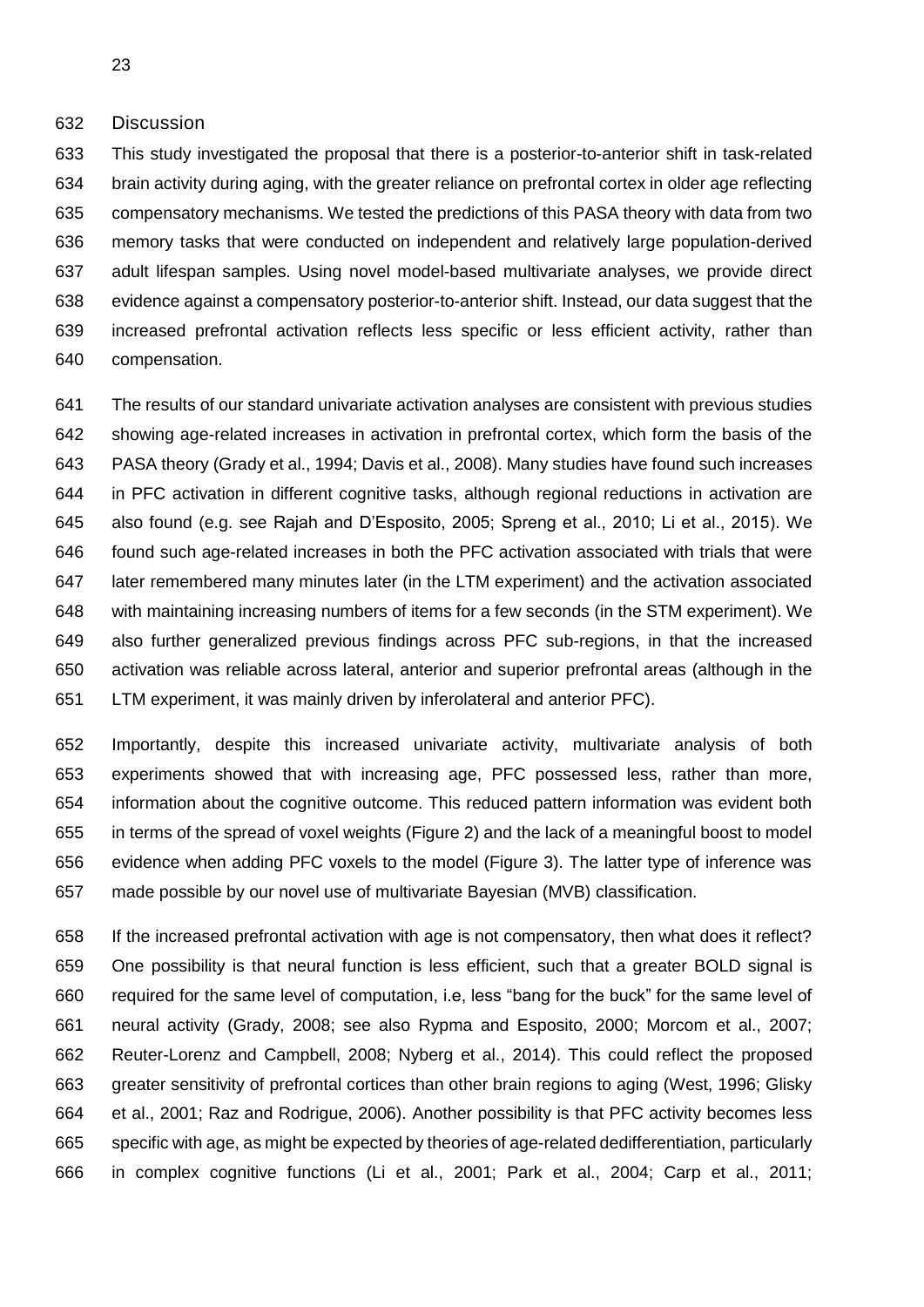## Discussion

This study investigated the proposal that there is a posterior-to-anterior shift in task-related brain activity during aging, with the greater reliance on prefrontal cortex in older age reflecting compensatory mechanisms. We tested the predictions of this PASA theory with data from two memory tasks that were conducted on independent and relatively large population-derived adult lifespan samples. Using novel model-based multivariate analyses, we provide direct evidence against a compensatory posterior-to-anterior shift. Instead, our data suggest that the increased prefrontal activation reflects less specific or less efficient activity, rather than compensation.

The results of our standard univariate activation analyses are consistent with previous studies showing age-related increases in activation in prefrontal cortex, which form the basis of the PASA theory (Grady et al., 1994; Davis et al., 2008). Many studies have found such increases in PFC activation in different cognitive tasks, although regional reductions in activation are also found (e.g. see Rajah and D'Esposito, 2005; Spreng et al., 2010; Li et al., 2015). We found such age-related increases in both the PFC activation associated with trials that were later remembered many minutes later (in the LTM experiment) and the activation associated with maintaining increasing numbers of items for a few seconds (in the STM experiment). We also further generalized previous findings across PFC sub-regions, in that the increased activation was reliable across lateral, anterior and superior prefrontal areas (although in the LTM experiment, it was mainly driven by inferolateral and anterior PFC).

Importantly, despite this increased univariate activity, multivariate analysis of both experiments showed that with increasing age, PFC possessed less, rather than more, information about the cognitive outcome. This reduced pattern information was evident both in terms of the spread of voxel weights (Figure 2) and the lack of a meaningful boost to model evidence when adding PFC voxels to the model (Figure 3). The latter type of inference was made possible by our novel use of multivariate Bayesian (MVB) classification.

If the increased prefrontal activation with age is not compensatory, then what does it reflect? One possibility is that neural function is less efficient, such that a greater BOLD signal is required for the same level of computation, i.e, less "bang for the buck" for the same level of neural activity (Grady, 2008; see also Rypma and Esposito, 2000; Morcom et al., 2007; Reuter-Lorenz and Campbell, 2008; Nyberg et al., 2014). This could reflect the proposed greater sensitivity of prefrontal cortices than other brain regions to aging (West, 1996; Glisky et al., 2001; Raz and Rodrigue, 2006). Another possibility is that PFC activity becomes less specific with age, as might be expected by theories of age-related dedifferentiation, particularly in complex cognitive functions (Li et al., 2001; Park et al., 2004; Carp et al., 2011;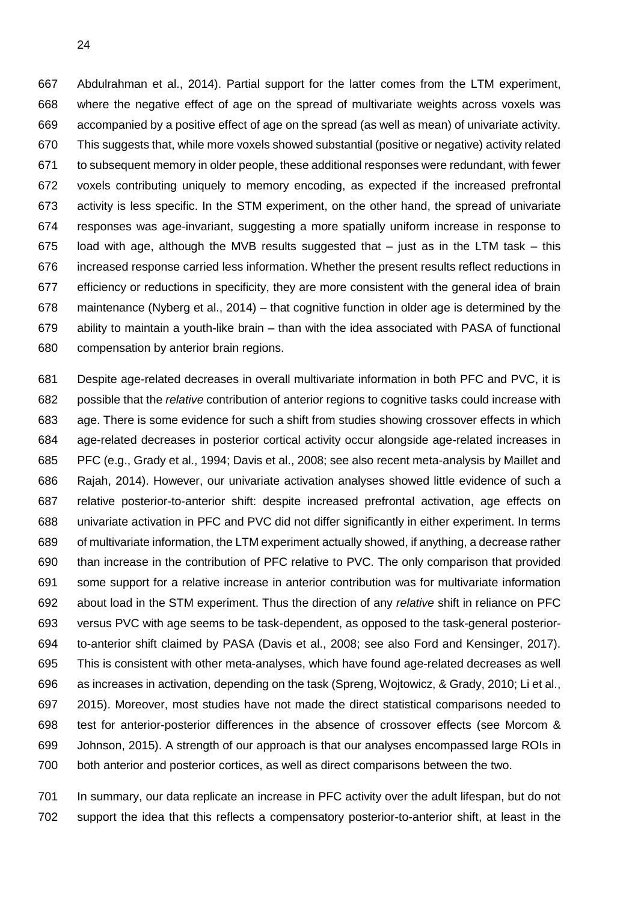Abdulrahman et al., 2014). Partial support for the latter comes from the LTM experiment, where the negative effect of age on the spread of multivariate weights across voxels was accompanied by a positive effect of age on the spread (as well as mean) of univariate activity. This suggests that, while more voxels showed substantial (positive or negative) activity related to subsequent memory in older people, these additional responses were redundant, with fewer voxels contributing uniquely to memory encoding, as expected if the increased prefrontal activity is less specific. In the STM experiment, on the other hand, the spread of univariate responses was age-invariant, suggesting a more spatially uniform increase in response to load with age, although the MVB results suggested that – just as in the LTM task – this increased response carried less information. Whether the present results reflect reductions in efficiency or reductions in specificity, they are more consistent with the general idea of brain maintenance (Nyberg et al., 2014) – that cognitive function in older age is determined by the ability to maintain a youth-like brain – than with the idea associated with PASA of functional compensation by anterior brain regions.

Despite age-related decreases in overall multivariate information in both PFC and PVC, it is possible that the *relative* contribution of anterior regions to cognitive tasks could increase with age. There is some evidence for such a shift from studies showing crossover effects in which age-related decreases in posterior cortical activity occur alongside age-related increases in PFC (e.g., Grady et al., 1994; Davis et al., 2008; see also recent meta-analysis by Maillet and Rajah, 2014). However, our univariate activation analyses showed little evidence of such a relative posterior-to-anterior shift: despite increased prefrontal activation, age effects on univariate activation in PFC and PVC did not differ significantly in either experiment. In terms of multivariate information, the LTM experiment actually showed, if anything, a decrease rather than increase in the contribution of PFC relative to PVC. The only comparison that provided some support for a relative increase in anterior contribution was for multivariate information about load in the STM experiment. Thus the direction of any *relative* shift in reliance on PFC versus PVC with age seems to be task-dependent, as opposed to the task-general posterior-to-anterior shift claimed by PASA (Davis et al., 2008; see also Ford and Kensinger, 2017). This is consistent with other meta-analyses, which have found age-related decreases as well as increases in activation, depending on the task (Spreng, Wojtowicz, & Grady, 2010; Li et al., 2015). Moreover, most studies have not made the direct statistical comparisons needed to test for anterior-posterior differences in the absence of crossover effects (see Morcom & Johnson, 2015). A strength of our approach is that our analyses encompassed large ROIs in both anterior and posterior cortices, as well as direct comparisons between the two.

In summary, our data replicate an increase in PFC activity over the adult lifespan, but do not support the idea that this reflects a compensatory posterior-to-anterior shift, at least in the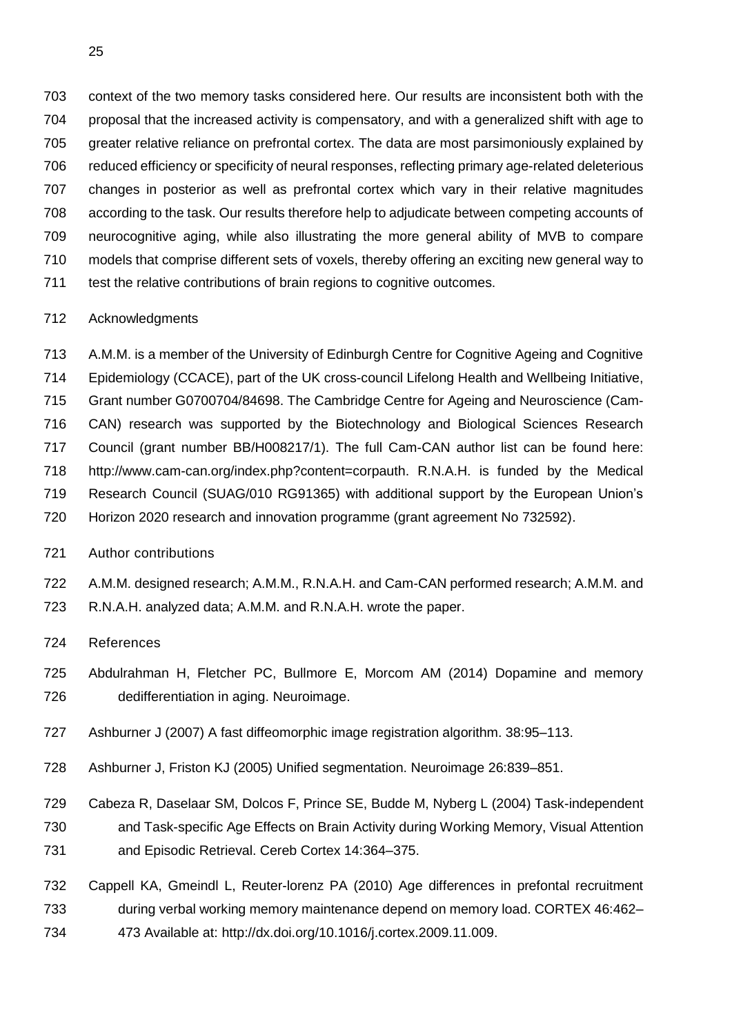context of the two memory tasks considered here. Our results are inconsistent both with the proposal that the increased activity is compensatory, and with a generalized shift with age to greater relative reliance on prefrontal cortex. The data are most parsimoniously explained by reduced efficiency or specificity of neural responses, reflecting primary age-related deleterious changes in posterior as well as prefrontal cortex which vary in their relative magnitudes according to the task. Our results therefore help to adjudicate between competing accounts of neurocognitive aging, while also illustrating the more general ability of MVB to compare models that comprise different sets of voxels, thereby offering an exciting new general way to test the relative contributions of brain regions to cognitive outcomes.

## Acknowledgments

A.M.M. is a member of the University of Edinburgh Centre for Cognitive Ageing and Cognitive Epidemiology (CCACE), part of the UK cross-council Lifelong Health and Wellbeing Initiative, Grant number G0700704/84698. The Cambridge Centre for Ageing and Neuroscience (Cam-CAN) research was supported by the Biotechnology and Biological Sciences Research Council (grant number BB/H008217/1). The full Cam-CAN author list can be found here: http://www.cam-can.org/index.php?content=corpauth. R.N.A.H. is funded by the Medical Research Council (SUAG/010 RG91365) with additional support by the European Union's Horizon 2020 research and innovation programme (grant agreement No 732592).

## Author contributions

A.M.M. designed research; A.M.M., R.N.A.H. and Cam-CAN performed research; A.M.M. and R.N.A.H. analyzed data; A.M.M. and R.N.A.H. wrote the paper.

## References

Abdulrahman H, Fletcher PC, Bullmore E, Morcom AM (2014) Dopamine and memory dedifferentiation in aging. Neuroimage.

Ashburner J (2007) A fast diffeomorphic image registration algorithm. 38:95–113.

Ashburner J, Friston KJ (2005) Unified segmentation. Neuroimage 26:839–851.

Cabeza R, Daselaar SM, Dolcos F, Prince SE, Budde M, Nyberg L (2004) Task-independent and Task-specific Age Effects on Brain Activity during Working Memory, Visual Attention and Episodic Retrieval. Cereb Cortex 14:364–375.

Cappell KA, Gmeindl L, Reuter-lorenz PA (2010) Age differences in prefontal recruitment during verbal working memory maintenance depend on memory load. CORTEX 46:462–473 Available at: http://dx.doi.org/10.1016/j.cortex.2009.11.009.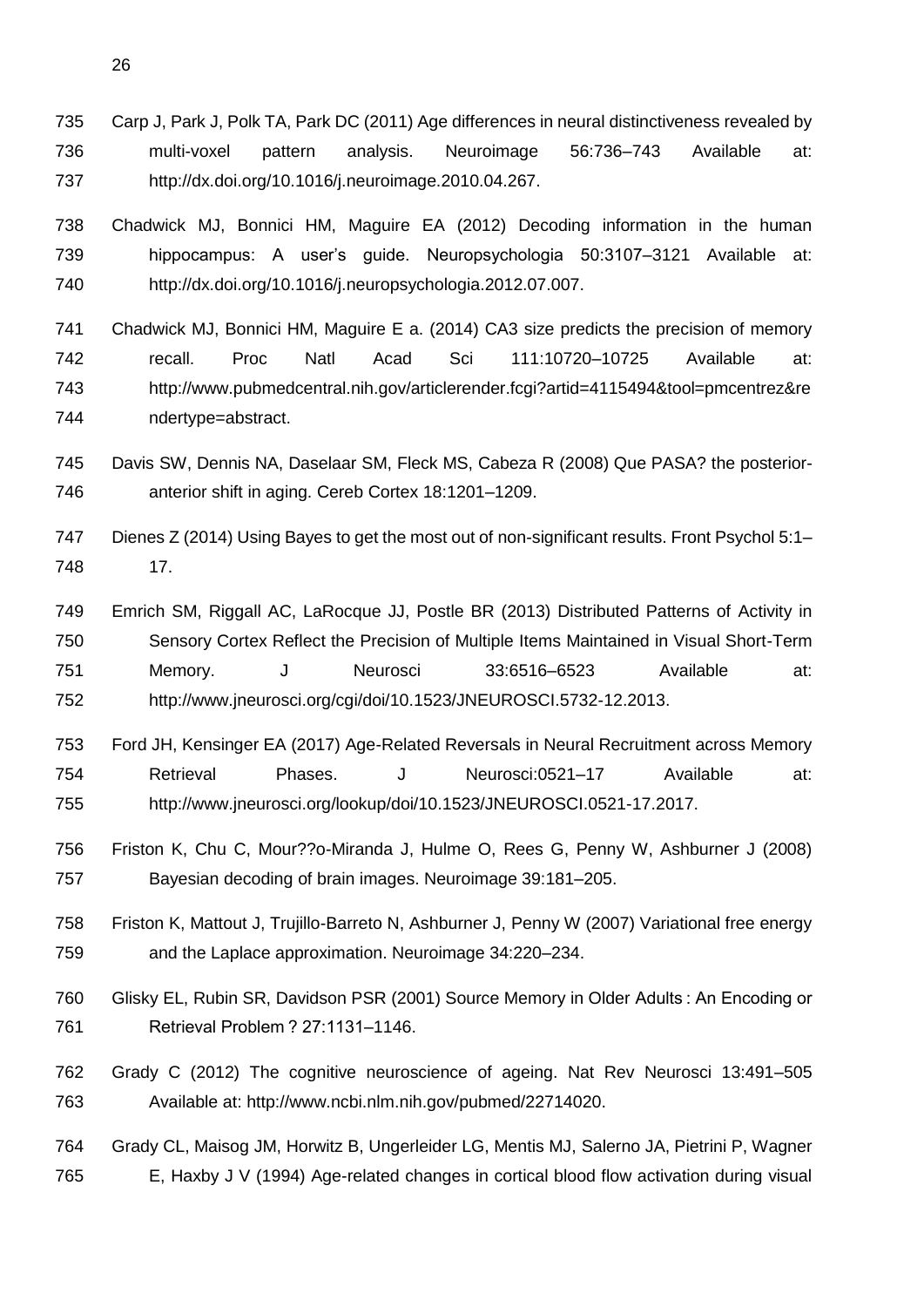Carp J, Park J, Polk TA, Park DC (2011) Age differences in neural distinctiveness revealed by multi-voxel pattern analysis. Neuroimage 56:736–743 Available at: http://dx.doi.org/10.1016/j.neuroimage.2010.04.267.

Chadwick MJ, Bonnici HM, Maguire EA (2012) Decoding information in the human hippocampus: A user's guide. Neuropsychologia 50:3107–3121 Available at: http://dx.doi.org/10.1016/j.neuropsychologia.2012.07.007.

Chadwick MJ, Bonnici HM, Maguire E a. (2014) CA3 size predicts the precision of memory recall. Proc Natl Acad Sci 111:10720–10725 Available at: http://www.pubmedcentral.nih.gov/articlerender.fcgi?artid=4115494&tool=pmcentrez&rendertype=abstract.

Davis SW, Dennis NA, Daselaar SM, Fleck MS, Cabeza R (2008) Que PASA? the posterior-anterior shift in aging. Cereb Cortex 18:1201–1209.

Dienes Z (2014) Using Bayes to get the most out of non-significant results. Front Psychol 5:1–17.

Emrich SM, Riggall AC, LaRocque JJ, Postle BR (2013) Distributed Patterns of Activity in Sensory Cortex Reflect the Precision of Multiple Items Maintained in Visual Short-Term Memory. J Neurosci 33:6516–6523 Available at: http://www.jneurosci.org/cgi/doi/10.1523/JNEUROSCI.5732-12.2013.

Ford JH, Kensinger EA (2017) Age-Related Reversals in Neural Recruitment across Memory Retrieval Phases. J Neurosci:0521–17 Available at: http://www.jneurosci.org/lookup/doi/10.1523/JNEUROSCI.0521-17.2017.

Friston K, Chu C, Mour??o-Miranda J, Hulme O, Rees G, Penny W, Ashburner J (2008) Bayesian decoding of brain images. Neuroimage 39:181–205.

Friston K, Mattout J, Trujillo-Barreto N, Ashburner J, Penny W (2007) Variational free energy and the Laplace approximation. Neuroimage 34:220–234.

Glisky EL, Rubin SR, Davidson PSR (2001) Source Memory in Older Adults : An Encoding or Retrieval Problem ? 27:1131–1146.

Grady C (2012) The cognitive neuroscience of ageing. Nat Rev Neurosci 13:491–505 Available at: http://www.ncbi.nlm.nih.gov/pubmed/22714020.

Grady CL, Maisog JM, Horwitz B, Ungerleider LG, Mentis MJ, Salerno JA, Pietrini P, Wagner E, Haxby J V (1994) Age-related changes in cortical blood flow activation during visual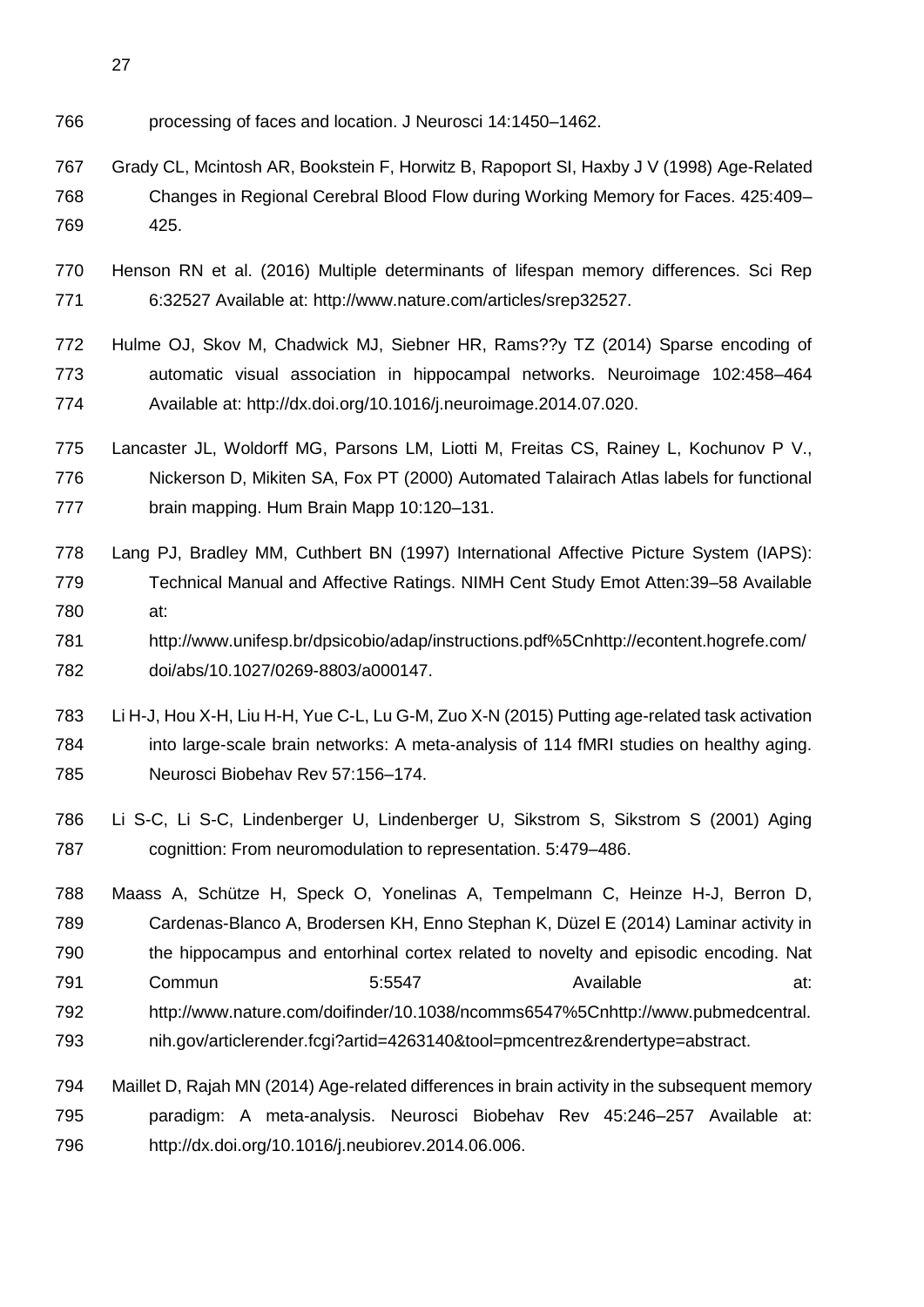processing of faces and location. J Neurosci 14:1450–1462.

Grady CL, Mcintosh AR, Bookstein F, Horwitz B, Rapoport SI, Haxby J V (1998) Age-Related Changes in Regional Cerebral Blood Flow during Working Memory for Faces. 425:409–425.

Henson RN et al. (2016) Multiple determinants of lifespan memory differences. Sci Rep 6:32527 Available at: http://www.nature.com/articles/srep32527.

Hulme OJ, Skov M, Chadwick MJ, Siebner HR, Rams??y TZ (2014) Sparse encoding of automatic visual association in hippocampal networks. Neuroimage 102:458–464 Available at: http://dx.doi.org/10.1016/j.neuroimage.2014.07.020.

Lancaster JL, Woldorff MG, Parsons LM, Liotti M, Freitas CS, Rainey L, Kochunov P V., Nickerson D, Mikiten SA, Fox PT (2000) Automated Talairach Atlas labels for functional brain mapping. Hum Brain Mapp 10:120–131.

Lang PJ, Bradley MM, Cuthbert BN (1997) International Affective Picture System (IAPS): Technical Manual and Affective Ratings. NIMH Cent Study Emot Atten:39–58 Available at: http://www.unifesp.br/dpsicobio/adap/instructions.pdf%5Cnhttp://econtent.hogrefe.com/doi/abs/10.1027/0269-8803/a000147.

Li H-J, Hou X-H, Liu H-H, Yue C-L, Lu G-M, Zuo X-N (2015) Putting age-related task activation into large-scale brain networks: A meta-analysis of 114 fMRI studies on healthy aging. Neurosci Biobehav Rev 57:156–174.

Li S-C, Li S-C, Lindenberger U, Lindenberger U, Sikstrom S, Sikstrom S (2001) Aging cognittion: From neuromodulation to representation. 5:479–486.

Maass A, Schütze H, Speck O, Yonelinas A, Tempelmann C, Heinze H-J, Berron D, Cardenas-Blanco A, Brodersen KH, Enno Stephan K, Düzel E (2014) Laminar activity in the hippocampus and entorhinal cortex related to novelty and episodic encoding. Nat Commun 5:5547 Available at: http://www.nature.com/doifinder/10.1038/ncomms6547%5Cnhttp://www.pubmedcentral.nih.gov/articlerender.fcgi?artid=4263140&tool=pmcentrez&rendertype=abstract.

Maillet D, Rajah MN (2014) Age-related differences in brain activity in the subsequent memory paradigm: A meta-analysis. Neurosci Biobehav Rev 45:246–257 Available at: http://dx.doi.org/10.1016/j.neubiorev.2014.06.006.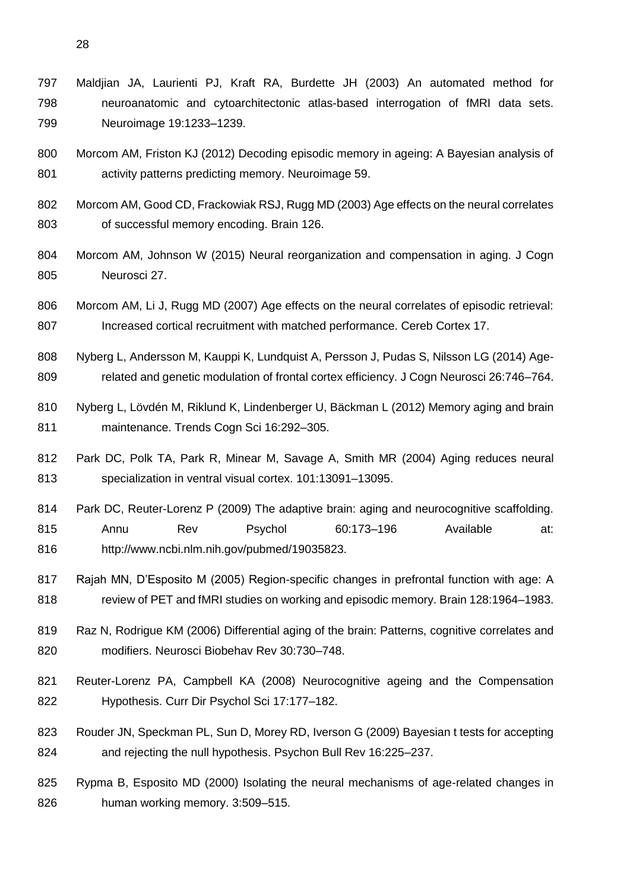Maldjian JA, Laurienti PJ, Kraft RA, Burdette JH (2003) An automated method for neuroanatomic and cytoarchitectonic atlas-based interrogation of fMRI data sets. Neuroimage 19:1233–1239.

Morcom AM, Friston KJ (2012) Decoding episodic memory in ageing: A Bayesian analysis of activity patterns predicting memory. Neuroimage 59.

Morcom AM, Good CD, Frackowiak RSJ, Rugg MD (2003) Age effects on the neural correlates of successful memory encoding. Brain 126.

Morcom AM, Johnson W (2015) Neural reorganization and compensation in aging. J Cogn Neurosci 27.

Morcom AM, Li J, Rugg MD (2007) Age effects on the neural correlates of episodic retrieval: Increased cortical recruitment with matched performance. Cereb Cortex 17.

Nyberg L, Andersson M, Kauppi K, Lundquist A, Persson J, Pudas S, Nilsson LG (2014) Age-related and genetic modulation of frontal cortex efficiency. J Cogn Neurosci 26:746–764.

Nyberg L, Lövdén M, Riklund K, Lindenberger U, Bäckman L (2012) Memory aging and brain maintenance. Trends Cogn Sci 16:292–305.

Park DC, Polk TA, Park R, Minear M, Savage A, Smith MR (2004) Aging reduces neural specialization in ventral visual cortex. 101:13091–13095.

Park DC, Reuter-Lorenz P (2009) The adaptive brain: aging and neurocognitive scaffolding. Annu Rev Psychol 60:173–196 Available at: http://www.ncbi.nlm.nih.gov/pubmed/19035823.

Rajah MN, D'Esposito M (2005) Region-specific changes in prefrontal function with age: A review of PET and fMRI studies on working and episodic memory. Brain 128:1964–1983.

Raz N, Rodrigue KM (2006) Differential aging of the brain: Patterns, cognitive correlates and modifiers. Neurosci Biobehav Rev 30:730–748.

Reuter-Lorenz PA, Campbell KA (2008) Neurocognitive ageing and the Compensation Hypothesis. Curr Dir Psychol Sci 17:177–182.

Rouder JN, Speckman PL, Sun D, Morey RD, Iverson G (2009) Bayesian t tests for accepting and rejecting the null hypothesis. Psychon Bull Rev 16:225–237.

Rypma B, Esposito MD (2000) Isolating the neural mechanisms of age-related changes in human working memory. 3:509–515.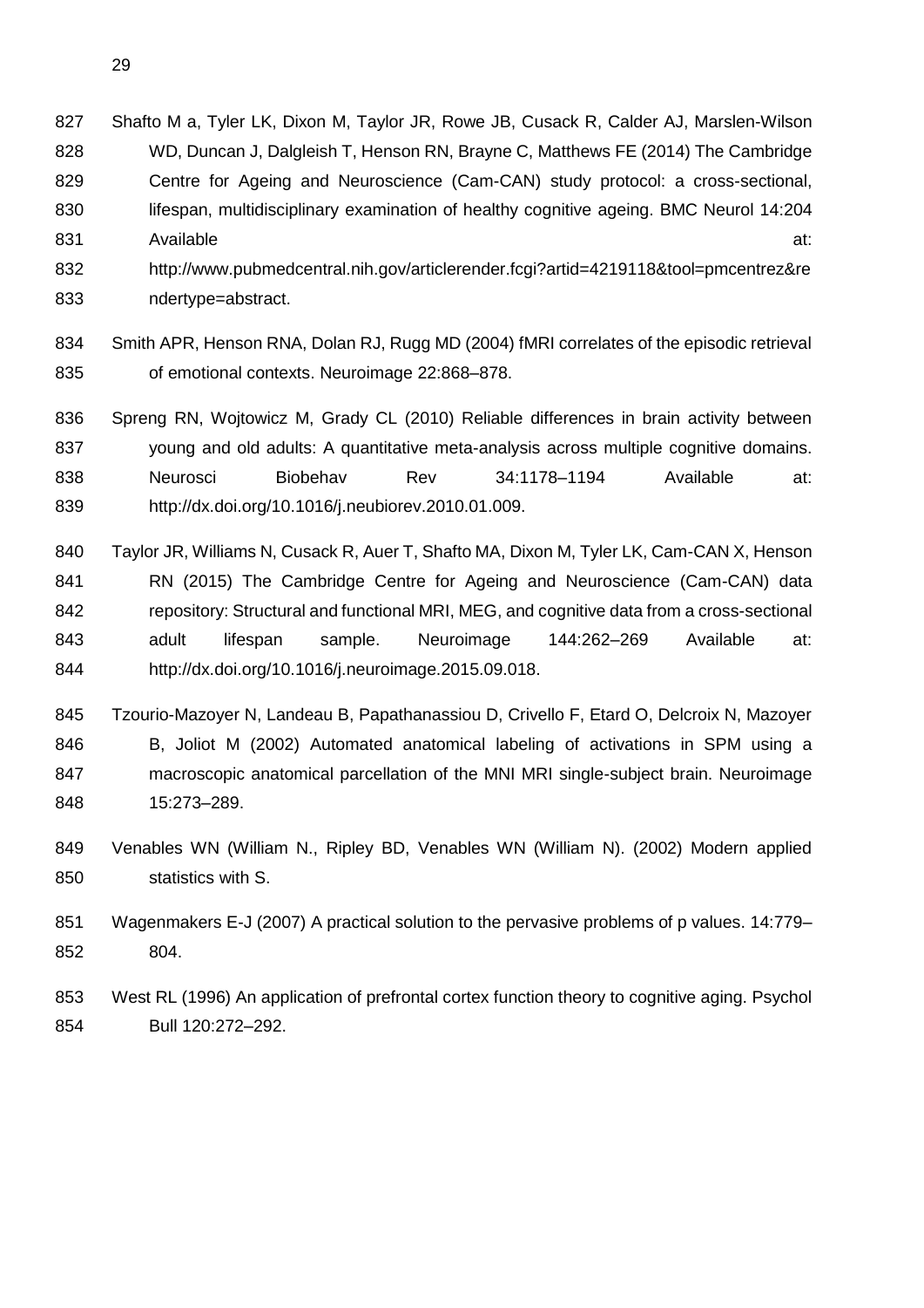Shafto M a, Tyler LK, Dixon M, Taylor JR, Rowe JB, Cusack R, Calder AJ, Marslen-Wilson WD, Duncan J, Dalgleish T, Henson RN, Brayne C, Matthews FE (2014) The Cambridge Centre for Ageing and Neuroscience (Cam-CAN) study protocol: a cross-sectional, lifespan, multidisciplinary examination of healthy cognitive ageing. BMC Neurol 14:204 Available at: http://www.pubmedcentral.nih.gov/articlerender.fcgi?artid=4219118&tool=pmcentrez&rendertype=abstract.

Smith APR, Henson RNA, Dolan RJ, Rugg MD (2004) fMRI correlates of the episodic retrieval of emotional contexts. Neuroimage 22:868–878.

Spreng RN, Wojtowicz M, Grady CL (2010) Reliable differences in brain activity between young and old adults: A quantitative meta-analysis across multiple cognitive domains. Neurosci Biobehav Rev 34:1178–1194 Available at: http://dx.doi.org/10.1016/j.neubiorev.2010.01.009.

Taylor JR, Williams N, Cusack R, Auer T, Shafto MA, Dixon M, Tyler LK, Cam-CAN X, Henson RN (2015) The Cambridge Centre for Ageing and Neuroscience (Cam-CAN) data repository: Structural and functional MRI, MEG, and cognitive data from a cross-sectional adult lifespan sample. Neuroimage 144:262–269 Available at: http://dx.doi.org/10.1016/j.neuroimage.2015.09.018.

Tzourio-Mazoyer N, Landeau B, Papathanassiou D, Crivello F, Etard O, Delcroix N, Mazoyer B, Joliot M (2002) Automated anatomical labeling of activations in SPM using a macroscopic anatomical parcellation of the MNI MRI single-subject brain. Neuroimage 15:273–289.

Venables WN (William N., Ripley BD, Venables WN (William N). (2002) Modern applied statistics with S.

Wagenmakers E-J (2007) A practical solution to the pervasive problems of p values. 14:779–804.

West RL (1996) An application of prefrontal cortex function theory to cognitive aging. Psychol Bull 120:272–292.